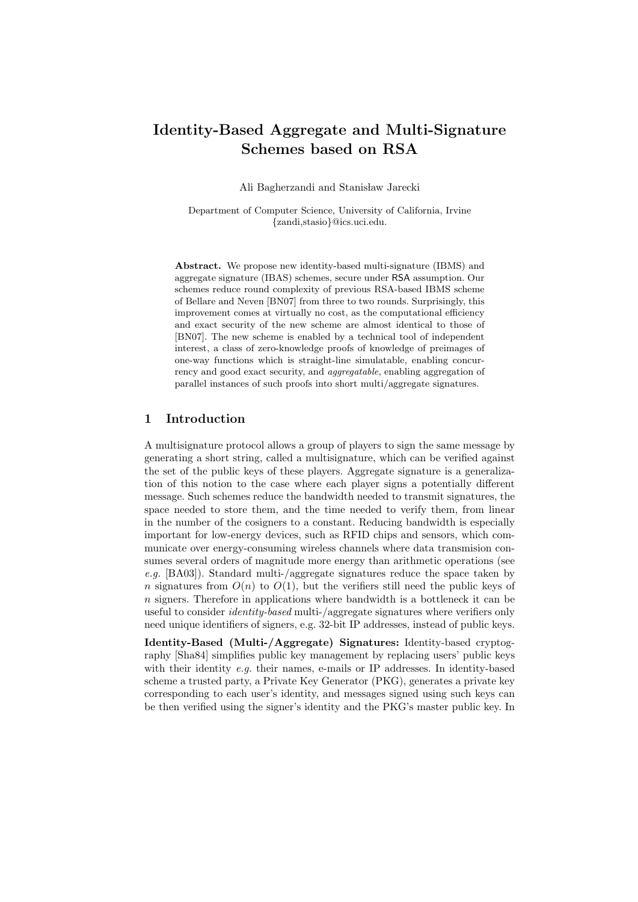# Identity-Based Aggregate and Multi-Signature Schemes based on RSA

Ali Bagherzandi and Stanisław Jarecki

Department of Computer Science, University of California, Irvine
{zandi,stasio}@ics.uci.edu.

**Abstract.** We propose new identity-based multi-signature (IBMS) and aggregate signature (IBAS) schemes, secure under RSA assumption. Our schemes reduce round complexity of previous RSA-based IBMS scheme of Bellare and Neven [BN07] from three to two rounds. Surprisingly, this improvement comes at virtually no cost, as the computational efficiency and exact security of the new scheme are almost identical to those of [BN07]. The new scheme is enabled by a technical tool of independent interest, a class of zero-knowledge proofs of knowledge of preimages of one-way functions which is straight-line simulatable, enabling concurrency and good exact security, and *aggregatable*, enabling aggregation of parallel instances of such proofs into short multi/aggregate signatures.

## 1 Introduction

A multisignature protocol allows a group of players to sign the same message by generating a short string, called a multisignature, which can be verified against the set of the public keys of these players. Aggregate signature is a generalization of this notion to the case where each player signs a potentially different message. Such schemes reduce the bandwidth needed to transmit signatures, the space needed to store them, and the time needed to verify them, from linear in the number of the cosigners to a constant. Reducing bandwidth is especially important for low-energy devices, such as RFID chips and sensors, which communicate over energy-consuming wireless channels where data transmision consumes several orders of magnitude more energy than arithmetic operations (see *e.g.* [BA03]). Standard multi-/aggregate signatures reduce the space taken by $n$ signatures from $O(n)$ to $O(1)$, but the verifiers still need the public keys of $n$ signers. Therefore in applications where bandwidth is a bottleneck it can be useful to consider *identity-based* multi-/aggregate signatures where verifiers only need unique identifiers of signers, e.g. 32-bit IP addresses, instead of public keys.

**Identity-Based (Multi-/Aggregate) Signatures:** Identity-based cryptography [Sha84] simplifies public key management by replacing users' public keys with their identity *e.g.* their names, e-mails or IP addresses. In identity-based scheme a trusted party, a Private Key Generator (PKG), generates a private key corresponding to each user's identity, and messages signed using such keys can be then verified using the signer's identity and the PKG's master public key. In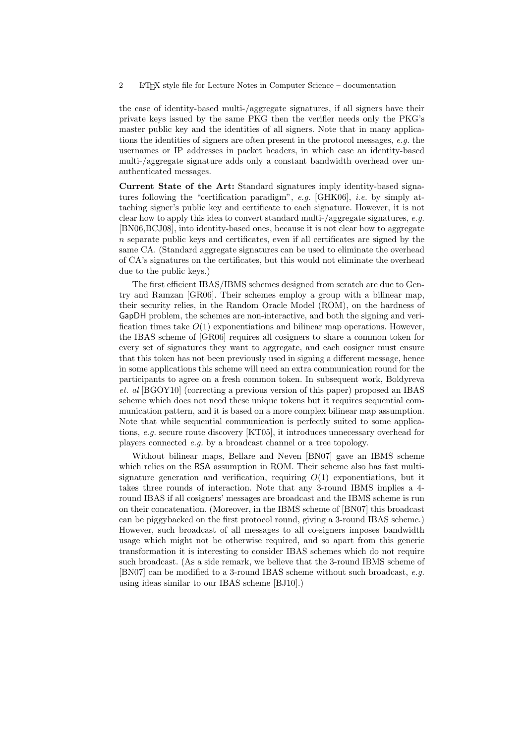the case of identity-based multi-/aggregate signatures, if all signers have their private keys issued by the same PKG then the verifier needs only the PKG's master public key and the identities of all signers. Note that in many applications the identities of signers are often present in the protocol messages, *e.g.* the usernames or IP addresses in packet headers, in which case an identity-based multi-/aggregate signature adds only a constant bandwidth overhead over unauthenticated messages.

**Current State of the Art:** Standard signatures imply identity-based signatures following the "certification paradigm", *e.g.* [GHK06], *i.e.* by simply attaching signer's public key and certificate to each signature. However, it is not clear how to apply this idea to convert standard multi-/aggregate signatures, *e.g.* [BN06,BCJ08], into identity-based ones, because it is not clear how to aggregate $n$ separate public keys and certificates, even if all certificates are signed by the same CA. (Standard aggregate signatures can be used to eliminate the overhead of CA's signatures on the certificates, but this would not eliminate the overhead due to the public keys.)

The first efficient IBAS/IBMS schemes designed from scratch are due to Gentry and Ramzan [GR06]. Their schemes employ a group with a bilinear map, their security relies, in the Random Oracle Model (ROM), on the hardness of GapDH problem, the schemes are non-interactive, and both the signing and verification times take $O(1)$ exponentiations and bilinear map operations. However, the IBAS scheme of [GR06] requires all cosigners to share a common token for every set of signatures they want to aggregate, and each cosigner must ensure that this token has not been previously used in signing a different message, hence in some applications this scheme will need an extra communication round for the participants to agree on a fresh common token. In subsequent work, Boldyreva *et. al* [BGOY10] (correcting a previous version of this paper) proposed an IBAS scheme which does not need these unique tokens but it requires sequential communication pattern, and it is based on a more complex bilinear map assumption. Note that while sequential communication is perfectly suited to some applications, *e.g.* secure route discovery [KT05], it introduces unnecessary overhead for players connected *e.g.* by a broadcast channel or a tree topology.

Without bilinear maps, Bellare and Neven [BN07] gave an IBMS scheme which relies on the RSA assumption in ROM. Their scheme also has fast multi-signature generation and verification, requiring $O(1)$ exponentiations, but it takes three rounds of interaction. Note that any 3-round IBMS implies a 4-round IBAS if all cosigners' messages are broadcast and the IBMS scheme is run on their concatenation. (Moreover, in the IBMS scheme of [BN07] this broadcast can be piggybacked on the first protocol round, giving a 3-round IBAS scheme.) However, such broadcast of all messages to all co-signers imposes bandwidth usage which might not be otherwise required, and so apart from this generic transformation it is interesting to consider IBAS schemes which do not require such broadcast. (As a side remark, we believe that the 3-round IBMS scheme of [BN07] can be modified to a 3-round IBAS scheme without such broadcast, *e.g.* using ideas similar to our IBAS scheme [BJ10].)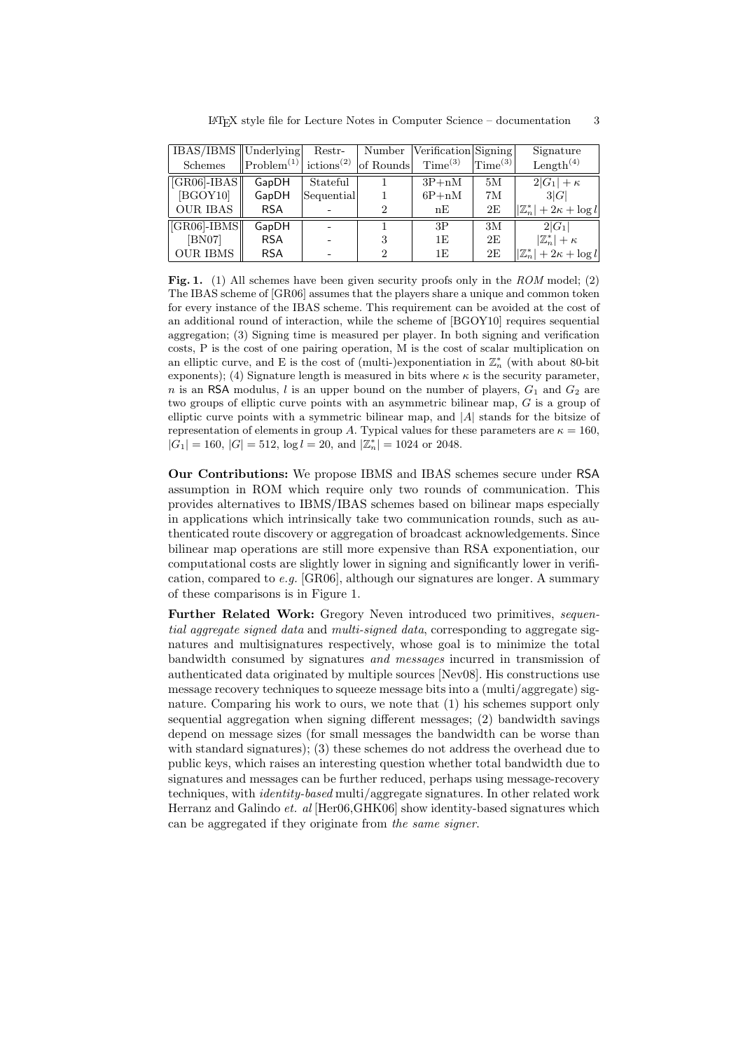| IBAS/IBMS Schemes | Underlying Problem[(1)] | Restrictions[(2)] | Number of Rounds | Verification Time[(3)] | Signing Time[(3)] | Signature Length[(4)] |
|---|---|---|---|---|---|---|
| [GR06]-IBAS | GapDH | Stateful | 1 | 3P+nM | 5M | $2\|G_1\| + \kappa$ |
| [BGOY10] | GapDH | Sequential | 1 | 6P+nM | 7M | $3\|G\|$ |
| OUR IBAS | RSA | - | 2 | nE | 2E | $\|\mathbb{Z}_n^*\| + 2\kappa + \log l$ |
| [GR06]-IBMS | GapDH | - | 1 | 3P | 3M | $2\|G_1\|$ |
| [BN07] | RSA | - | 3 | 1E | 2E | $\|\mathbb{Z}_n^*\| + \kappa$ |
| OUR IBMS | RSA | - | 2 | 1E | 2E | $\|\mathbb{Z}_n^*\| + 2\kappa + \log l$ |

**Fig. 1.** (1) All schemes have been given security proofs only in the *ROM* model; (2) The IBAS scheme of [GR06] assumes that the players share a unique and common token for every instance of the IBAS scheme. This requirement can be avoided at the cost of an additional round of interaction, while the scheme of [BGOY10] requires sequential aggregation; (3) Signing time is measured per player. In both signing and verification costs, P is the cost of one pairing operation, M is the cost of scalar multiplication on an elliptic curve, and E is the cost of (multi-)exponentiation in $\mathbb{Z}_n^*$ (with about 80-bit exponents); (4) Signature length is measured in bits where $\kappa$ is the security parameter, $n$ is an RSA modulus, $l$ is an upper bound on the number of players, $G_1$ and $G_2$ are two groups of elliptic curve points with an asymmetric bilinear map, $G$ is a group of elliptic curve points with a symmetric bilinear map, and $|A|$ stands for the bitsize of representation of elements in group $A$. Typical values for these parameters are $\kappa = 160$, $|G_1| = 160$, $|G| = 512$, $\log l = 20$, and $|\mathbb{Z}_n^*| = 1024$ or $2048$.

**Our Contributions:** We propose IBMS and IBAS schemes secure under RSA assumption in ROM which require only two rounds of communication. This provides alternatives to IBMS/IBAS schemes based on bilinear maps especially in applications which intrinsically take two communication rounds, such as authenticated route discovery or aggregation of broadcast acknowledgements. Since bilinear map operations are still more expensive than RSA exponentiation, our computational costs are slightly lower in signing and significantly lower in verification, compared to *e.g.* [GR06], although our signatures are longer. A summary of these comparisons is in Figure 1.

**Further Related Work:** Gregory Neven introduced two primitives, *sequential aggregate signed data* and *multi-signed data*, corresponding to aggregate signatures and multisignatures respectively, whose goal is to minimize the total bandwidth consumed by signatures *and messages* incurred in transmission of authenticated data originated by multiple sources [Nev08]. His constructions use message recovery techniques to squeeze message bits into a (multi/aggregate) signature. Comparing his work to ours, we note that (1) his schemes support only sequential aggregation when signing different messages; (2) bandwidth savings depend on message sizes (for small messages the bandwidth can be worse than with standard signatures); (3) these schemes do not address the overhead due to public keys, which raises an interesting question whether total bandwidth due to signatures and messages can be further reduced, perhaps using message-recovery techniques, with *identity-based* multi/aggregate signatures. In other related work Herranz and Galindo *et. al* [Her06,GHK06] show identity-based signatures which can be aggregated if they originate from *the same signer*.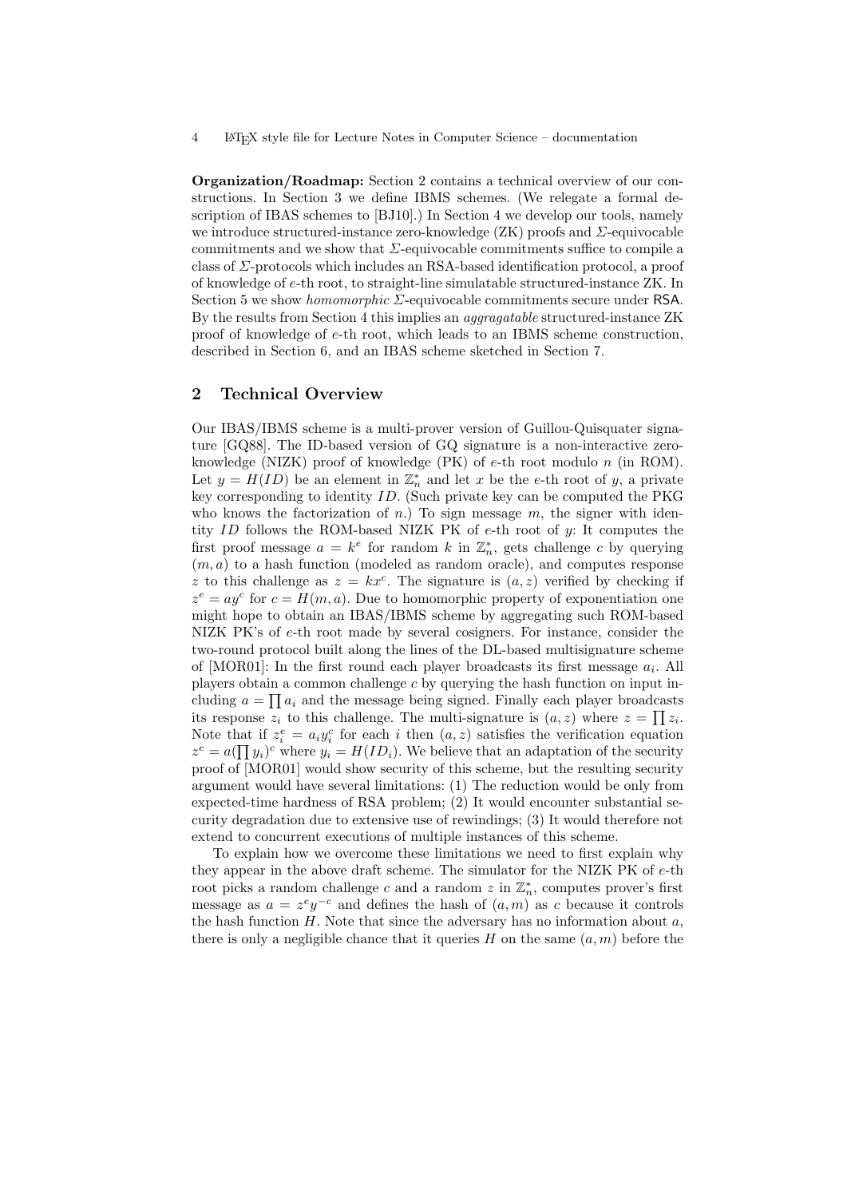**Organization/Roadmap:** Section 2 contains a technical overview of our constructions. In Section 3 we define IBMS schemes. (We relegate a formal description of IBAS schemes to [BJ10].) In Section 4 we develop our tools, namely we introduce structured-instance zero-knowledge (ZK) proofs and $\Sigma$-equivocable commitments and we show that $\Sigma$-equivocable commitments suffice to compile a class of $\Sigma$-protocols which includes an RSA-based identification protocol, a proof of knowledge of $e$-th root, to straight-line simulatable structured-instance ZK. In Section 5 we show *homomorphic* $\Sigma$-equivocable commitments secure under RSA. By the results from Section 4 this implies an *aggragatable* structured-instance ZK proof of knowledge of $e$-th root, which leads to an IBMS scheme construction, described in Section 6, and an IBAS scheme sketched in Section 7.

## 2 Technical Overview

Our IBAS/IBMS scheme is a multi-prover version of Guillou-Quisquater signature [GQ88]. The ID-based version of GQ signature is a non-interactive zero-knowledge (NIZK) proof of knowledge (PK) of $e$-th root modulo $n$ (in ROM). Let $y = H(ID)$ be an element in $\mathbb{Z}_n^*$ and let $x$ be the $e$-th root of $y$, a private key corresponding to identity $ID$. (Such private key can be computed the PKG who knows the factorization of $n$.) To sign message $m$, the signer with identity $ID$ follows the ROM-based NIZK PK of $e$-th root of $y$: It computes the first proof message $a = k^e$ for random $k$ in $\mathbb{Z}_n^*$, gets challenge $c$ by querying $(m, a)$ to a hash function (modeled as random oracle), and computes response $z$ to this challenge as $z = kx^c$. The signature is $(a, z)$ verified by checking if $z^e = ay^c$ for $c = H(m, a)$. Due to homomorphic property of exponentiation one might hope to obtain an IBAS/IBMS scheme by aggregating such ROM-based NIZK PK's of $e$-th root made by several cosigners. For instance, consider the two-round protocol built along the lines of the DL-based multisignature scheme of [MOR01]: In the first round each player broadcasts its first message $a_i$. All players obtain a common challenge $c$ by querying the hash function on input including $a = \prod a_i$ and the message being signed. Finally each player broadcasts its response $z_i$ to this challenge. The multi-signature is $(a, z)$ where $z = \prod z_i$. Note that if $z_i^e = a_i y_i^c$ for each $i$ then $(a, z)$ satisfies the verification equation $z^e = a(\prod y_i)^c$ where $y_i = H(ID_i)$. We believe that an adaptation of the security proof of [MOR01] would show security of this scheme, but the resulting security argument would have several limitations: (1) The reduction would be only from expected-time hardness of RSA problem; (2) It would encounter substantial security degradation due to extensive use of rewindings; (3) It would therefore not extend to concurrent executions of multiple instances of this scheme.

To explain how we overcome these limitations we need to first explain why they appear in the above draft scheme. The simulator for the NIZK PK of $e$-th root picks a random challenge $c$ and a random $z$ in $\mathbb{Z}_n^*$, computes prover's first message as $a = z^e y^{-c}$ and defines the hash of $(a, m)$ as $c$ because it controls the hash function $H$. Note that since the adversary has no information about $a$, there is only a negligible chance that it queries $H$ on the same $(a, m)$ before the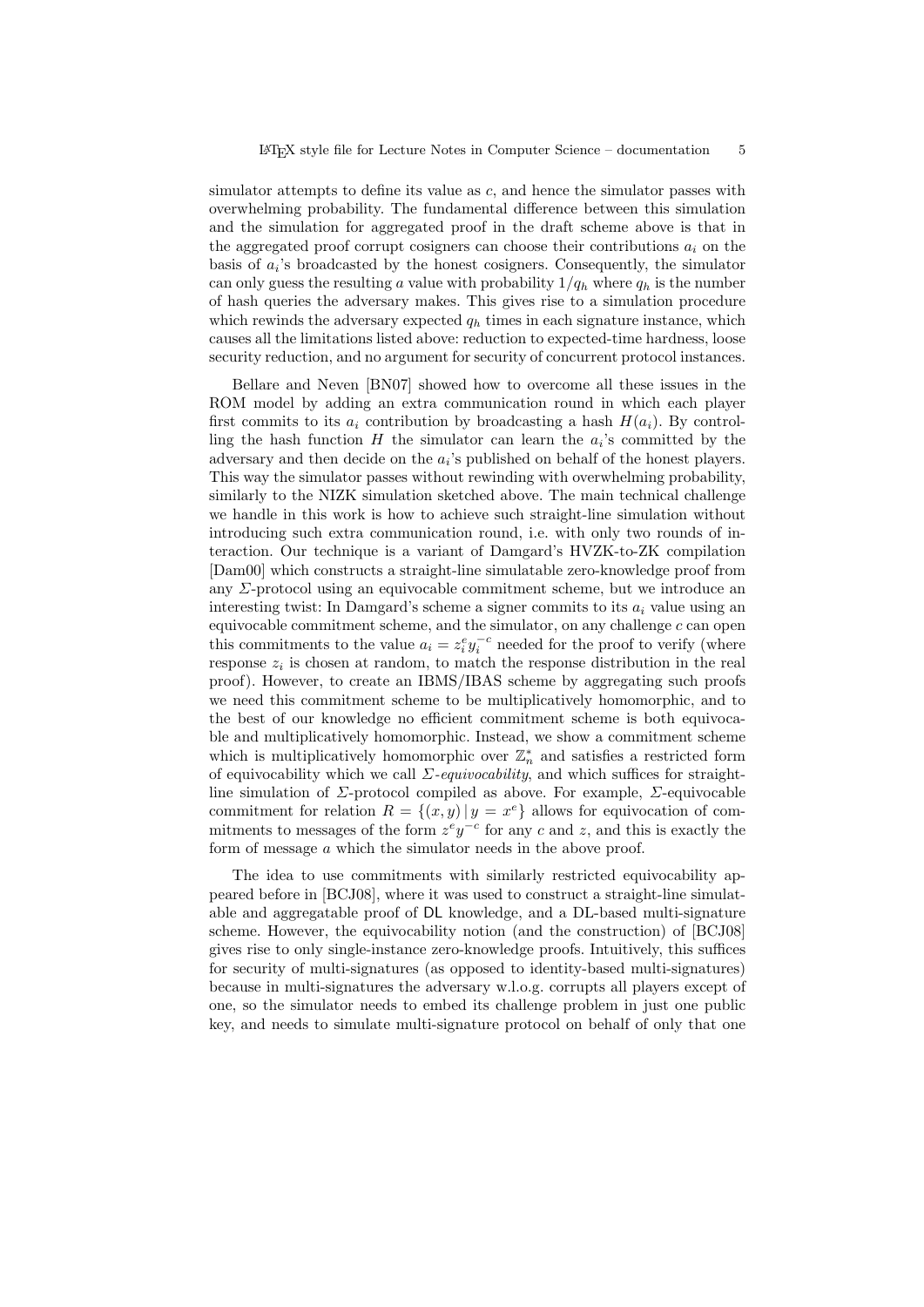simulator attempts to define its value as $c$, and hence the simulator passes with overwhelming probability. The fundamental difference between this simulation and the simulation for aggregated proof in the draft scheme above is that in the aggregated proof corrupt cosigners can choose their contributions $a_i$ on the basis of $a_i$'s broadcasted by the honest cosigners. Consequently, the simulator can only guess the resulting $a$ value with probability $1/q_h$ where $q_h$ is the number of hash queries the adversary makes. This gives rise to a simulation procedure which rewinds the adversary expected $q_h$ times in each signature instance, which causes all the limitations listed above: reduction to expected-time hardness, loose security reduction, and no argument for security of concurrent protocol instances.

Bellare and Neven [BN07] showed how to overcome all these issues in the ROM model by adding an extra communication round in which each player first commits to its $a_i$ contribution by broadcasting a hash $H(a_i)$. By controlling the hash function $H$ the simulator can learn the $a_i$'s committed by the adversary and then decide on the $a_i$'s published on behalf of the honest players. This way the simulator passes without rewinding with overwhelming probability, similarly to the NIZK simulation sketched above. The main technical challenge we handle in this work is how to achieve such straight-line simulation without introducing such extra communication round, i.e. with only two rounds of interaction. Our technique is a variant of Damgard's HVZK-to-ZK compilation [Dam00] which constructs a straight-line simulatable zero-knowledge proof from any $\Sigma$-protocol using an equivocable commitment scheme, but we introduce an interesting twist: In Damgard's scheme a signer commits to its $a_i$ value using an equivocable commitment scheme, and the simulator, on any challenge $c$ can open this commitments to the value $a_i = z_i^e y_i^{-c}$ needed for the proof to verify (where response $z_i$ is chosen at random, to match the response distribution in the real proof). However, to create an IBMS/IBAS scheme by aggregating such proofs we need this commitment scheme to be multiplicatively homomorphic, and to the best of our knowledge no efficient commitment scheme is both equivocable and multiplicatively homomorphic. Instead, we show a commitment scheme which is multiplicatively homomorphic over $\mathbb{Z}_n^*$ and satisfies a restricted form of equivocability which we call *$\Sigma$-equivocability*, and which suffices for straight-line simulation of $\Sigma$-protocol compiled as above. For example, $\Sigma$-equivocable commitment for relation $R = \{(x, y) \,|\, y = x^e\}$ allows for equivocation of commitments to messages of the form $z^e y^{-c}$ for any $c$ and $z$, and this is exactly the form of message $a$ which the simulator needs in the above proof.

The idea to use commitments with similarly restricted equivocability appeared before in [BCJ08], where it was used to construct a straight-line simulatable and aggregatable proof of DL knowledge, and a DL-based multi-signature scheme. However, the equivocability notion (and the construction) of [BCJ08] gives rise to only single-instance zero-knowledge proofs. Intuitively, this suffices for security of multi-signatures (as opposed to identity-based multi-signatures) because in multi-signatures the adversary w.l.o.g. corrupts all players except of one, so the simulator needs to embed its challenge problem in just one public key, and needs to simulate multi-signature protocol on behalf of only that one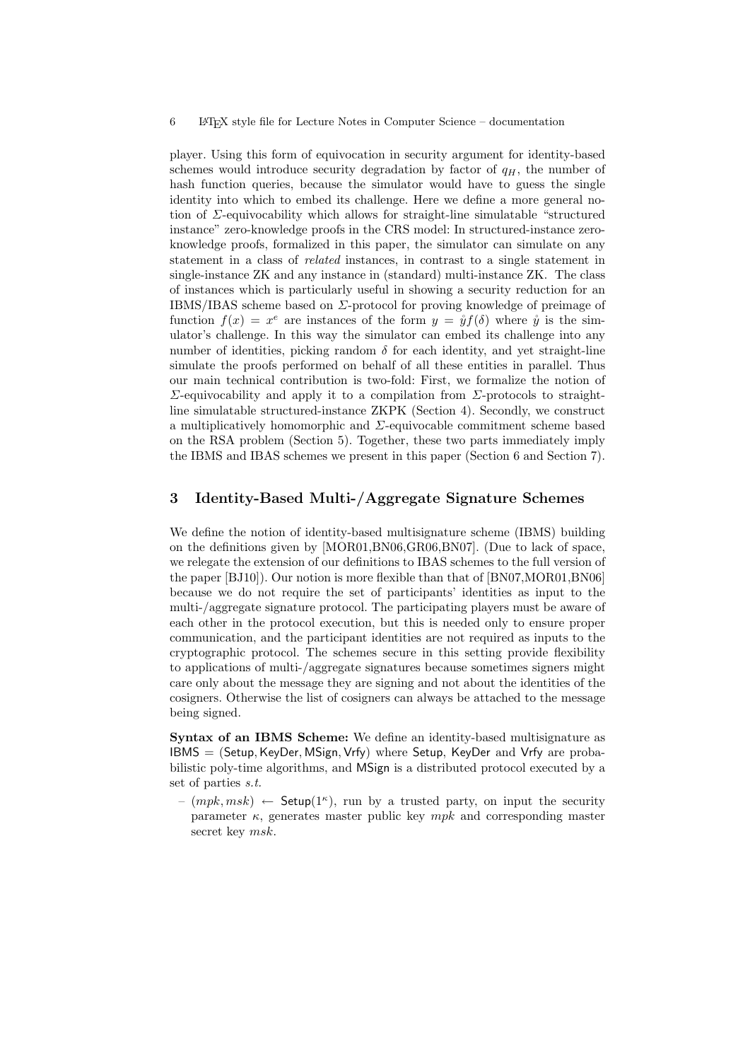player. Using this form of equivocation in security argument for identity-based schemes would introduce security degradation by factor of $q_H$, the number of hash function queries, because the simulator would have to guess the single identity into which to embed its challenge. Here we define a more general notion of $\Sigma$-equivocability which allows for straight-line simulatable "structured instance" zero-knowledge proofs in the CRS model: In structured-instance zero-knowledge proofs, formalized in this paper, the simulator can simulate on any statement in a class of *related* instances, in contrast to a single statement in single-instance ZK and any instance in (standard) multi-instance ZK. The class of instances which is particularly useful in showing a security reduction for an IBMS/IBAS scheme based on $\Sigma$-protocol for proving knowledge of preimage of function $f(x) = x^e$ are instances of the form $y = \mathring{y}f(\delta)$ where $\mathring{y}$ is the simulator's challenge. In this way the simulator can embed its challenge into any number of identities, picking random $\delta$ for each identity, and yet straight-line simulate the proofs performed on behalf of all these entities in parallel. Thus our main technical contribution is two-fold: First, we formalize the notion of $\Sigma$-equivocability and apply it to a compilation from $\Sigma$-protocols to straight-line simulatable structured-instance ZKPK (Section 4). Secondly, we construct a multiplicatively homomorphic and $\Sigma$-equivocable commitment scheme based on the RSA problem (Section 5). Together, these two parts immediately imply the IBMS and IBAS schemes we present in this paper (Section 6 and Section 7).

## 3 Identity-Based Multi-/Aggregate Signature Schemes

We define the notion of identity-based multisignature scheme (IBMS) building on the definitions given by [MOR01,BN06,GR06,BN07]. (Due to lack of space, we relegate the extension of our definitions to IBAS schemes to the full version of the paper [BJ10]). Our notion is more flexible than that of [BN07,MOR01,BN06] because we do not require the set of participants' identities as input to the multi-/aggregate signature protocol. The participating players must be aware of each other in the protocol execution, but this is needed only to ensure proper communication, and the participant identities are not required as inputs to the cryptographic protocol. The schemes secure in this setting provide flexibility to applications of multi-/aggregate signatures because sometimes signers might care only about the message they are signing and not about the identities of the cosigners. Otherwise the list of cosigners can always be attached to the message being signed.

**Syntax of an IBMS Scheme:** We define an identity-based multisignature as $\mathsf{IBMS} = (\mathsf{Setup}, \mathsf{KeyDer}, \mathsf{MSign}, \mathsf{Vrfy})$ where $\mathsf{Setup}$, $\mathsf{KeyDer}$ and $\mathsf{Vrfy}$ are probabilistic poly-time algorithms, and $\mathsf{MSign}$ is a distributed protocol executed by a set of parties *s.t.*

- $(mpk, msk) \leftarrow \mathsf{Setup}(1^\kappa)$, run by a trusted party, on input the security parameter $\kappa$, generates master public key $mpk$ and corresponding master secret key $msk$.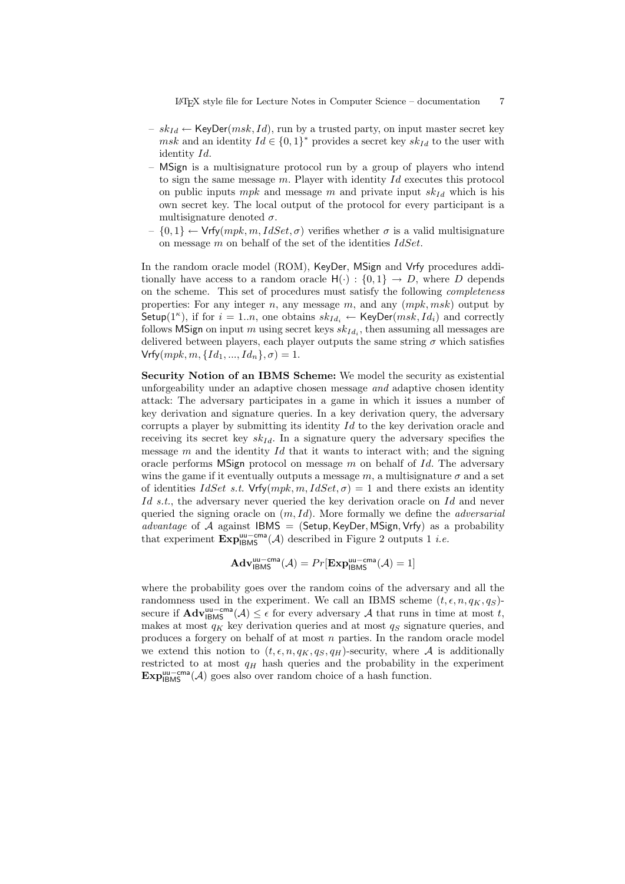- $sk_{Id} \leftarrow \mathsf{KeyDer}(msk, Id)$, run by a trusted party, on input master secret key $msk$ and an identity $Id \in \{0,1\}^*$ provides a secret key $sk_{Id}$ to the user with identity $Id$.
- $\mathsf{MSign}$ is a multisignature protocol run by a group of players who intend to sign the same message $m$. Player with identity $Id$ executes this protocol on public inputs $mpk$ and message $m$ and private input $sk_{Id}$ which is his own secret key. The local output of the protocol for every participant is a multisignature denoted $\sigma$.
- $\{0,1\} \leftarrow \mathsf{Vrfy}(mpk, m, IdSet, \sigma)$ verifies whether $\sigma$ is a valid multisignature on message $m$ on behalf of the set of the identities $IdSet$.

In the random oracle model (ROM), $\mathsf{KeyDer}$, $\mathsf{MSign}$ and $\mathsf{Vrfy}$ procedures additionally have access to a random oracle $\mathsf{H}(\cdot) : \{0,1\} \rightarrow D$, where $D$ depends on the scheme. This set of procedures must satisfy the following *completeness* properties: For any integer $n$, any message $m$, and any $(mpk, msk)$ output by $\mathsf{Setup}(1^\kappa)$, if for $i = 1..n$, one obtains $sk_{Id_i} \leftarrow \mathsf{KeyDer}(msk, Id_i)$ and correctly follows $\mathsf{MSign}$ on input $m$ using secret keys $sk_{Id_i}$, then assuming all messages are delivered between players, each player outputs the same string $\sigma$ which satisfies $\mathsf{Vrfy}(mpk, m, \{Id_1, ..., Id_n\}, \sigma) = 1$.

**Security Notion of an IBMS Scheme:** We model the security as existential unforgeability under an adaptive chosen message *and* adaptive chosen identity attack: The adversary participates in a game in which it issues a number of key derivation and signature queries. In a key derivation query, the adversary corrupts a player by submitting its identity $Id$ to the key derivation oracle and receiving its secret key $sk_{Id}$. In a signature query the adversary specifies the message $m$ and the identity $Id$ that it wants to interact with; and the signing oracle performs $\mathsf{MSign}$ protocol on message $m$ on behalf of $Id$. The adversary wins the game if it eventually outputs a message $m$, a multisignature $\sigma$ and a set of identities $IdSet$ *s.t.* $\mathsf{Vrfy}(mpk, m, IdSet, \sigma) = 1$ and there exists an identity $Id$ *s.t.*, the adversary never queried the key derivation oracle on $Id$ and never queried the signing oracle on $(m, Id)$. More formally we define the *adversarial advantage* of $\mathcal{A}$ against $\mathsf{IBMS} = (\mathsf{Setup}, \mathsf{KeyDer}, \mathsf{MSign}, \mathsf{Vrfy})$ as a probability that experiment $\mathbf{Exp}^{\mathsf{uu-cma}}_{\mathsf{IBMS}}(\mathcal{A})$ described in Figure 2 outputs 1 *i.e.*

$$\mathbf{Adv}^{\mathsf{uu-cma}}_{\mathsf{IBMS}}(\mathcal{A}) = Pr[\mathbf{Exp}^{\mathsf{uu-cma}}_{\mathsf{IBMS}}(\mathcal{A}) = 1]$$

where the probability goes over the random coins of the adversary and all the randomness used in the experiment. We call an IBMS scheme $(t, \epsilon, n, q_K, q_S)$-secure if $\mathbf{Adv}^{\mathsf{uu-cma}}_{\mathsf{IBMS}}(\mathcal{A}) \leq \epsilon$ for every adversary $\mathcal{A}$ that runs in time at most $t$, makes at most $q_K$ key derivation queries and at most $q_S$ signature queries, and produces a forgery on behalf of at most $n$ parties. In the random oracle model we extend this notion to $(t, \epsilon, n, q_K, q_S, q_H)$-security, where $\mathcal{A}$ is additionally restricted to at most $q_H$ hash queries and the probability in the experiment $\mathbf{Exp}^{\mathsf{uu-cma}}_{\mathsf{IBMS}}(\mathcal{A})$ goes also over random choice of a hash function.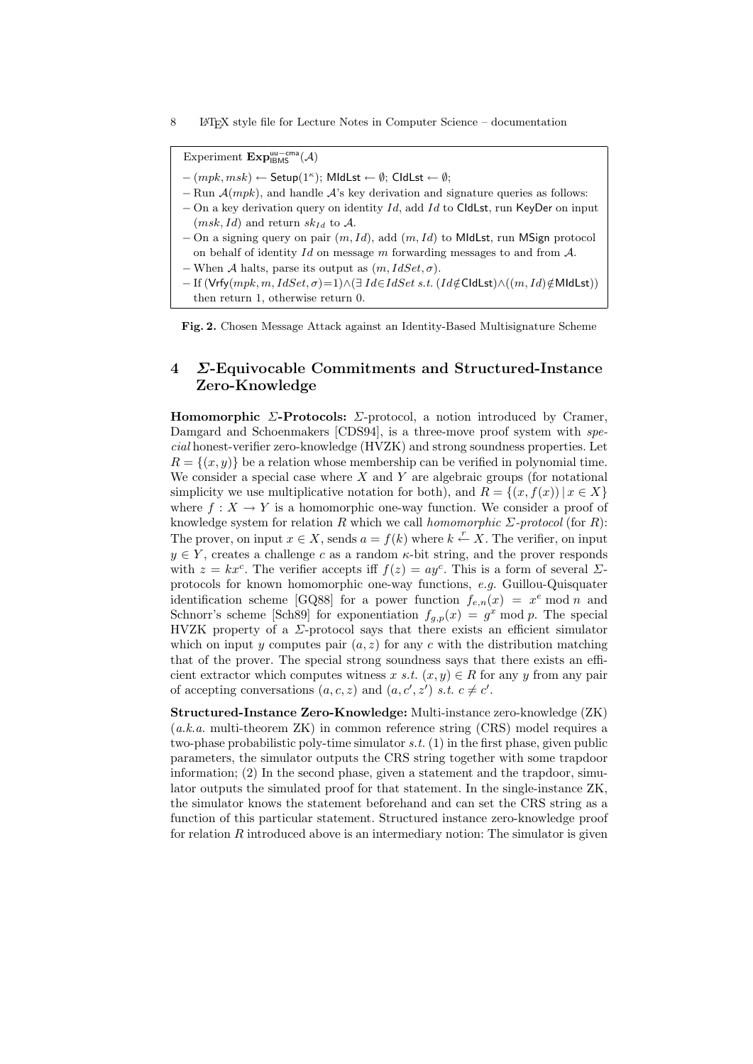Experiment $\mathbf{Exp}^{\mathsf{uu-cma}}_{\mathsf{IBMS}}(\mathcal{A})$

- $(mpk, msk) \leftarrow \mathsf{Setup}(1^\kappa)$; $\mathsf{MIdLst} \leftarrow \emptyset$; $\mathsf{CIdLst} \leftarrow \emptyset$;
- Run $\mathcal{A}(mpk)$, and handle $\mathcal{A}$'s key derivation and signature queries as follows:
- On a key derivation query on identity $Id$, add $Id$ to $\mathsf{CIdLst}$, run $\mathsf{KeyDer}$ on input $(msk, Id)$ and return $sk_{Id}$ to $\mathcal{A}$.
- On a signing query on pair $(m, Id)$, add $(m, Id)$ to $\mathsf{MIdLst}$, run $\mathsf{MSign}$ protocol on behalf of identity $Id$ on message $m$ forwarding messages to and from $\mathcal{A}$.
- When $\mathcal{A}$ halts, parse its output as $(m, IdSet, \sigma)$.
- If $(\mathsf{Vrfy}(mpk, m, IdSet, \sigma){=}1) \wedge (\exists\, Id{\in}IdSet \text{ s.t. } (Id{\notin}\mathsf{CIdLst}) \wedge ((m, Id){\notin}\mathsf{MIdLst}))$ then return 1, otherwise return 0.

**Fig. 2.** Chosen Message Attack against an Identity-Based Multisignature Scheme

## 4 $\Sigma$-Equivocable Commitments and Structured-Instance Zero-Knowledge

**Homomorphic $\Sigma$-Protocols:** $\Sigma$-protocol, a notion introduced by Cramer, Damgard and Schoenmakers [CDS94], is a three-move proof system with *special* honest-verifier zero-knowledge (HVZK) and strong soundness properties. Let $R = \{(x, y)\}$ be a relation whose membership can be verified in polynomial time. We consider a special case where $X$ and $Y$ are algebraic groups (for notational simplicity we use multiplicative notation for both), and $R = \{(x, f(x)) \,|\, x \in X\}$ where $f : X \rightarrow Y$ is a homomorphic one-way function. We consider a proof of knowledge system for relation $R$ which we call *homomorphic $\Sigma$-protocol* (for $R$): The prover, on input $x \in X$, sends $a = f(k)$ where $k \xleftarrow{r} X$. The verifier, on input $y \in Y$, creates a challenge $c$ as a random $\kappa$-bit string, and the prover responds with $z = kx^c$. The verifier accepts iff $f(z) = ay^c$. This is a form of several $\Sigma$-protocols for known homomorphic one-way functions, *e.g.* Guillou-Quisquater identification scheme [GQ88] for a power function $f_{e,n}(x) = x^e \bmod n$ and Schnorr's scheme [Sch89] for exponentiation $f_{g,p}(x) = g^x \bmod p$. The special HVZK property of a $\Sigma$-protocol says that there exists an efficient simulator which on input $y$ computes pair $(a, z)$ for any $c$ with the distribution matching that of the prover. The special strong soundness says that there exists an efficient extractor which computes witness $x$ *s.t.* $(x, y) \in R$ for any $y$ from any pair of accepting conversations $(a, c, z)$ and $(a, c', z')$ *s.t.* $c \neq c'$.

**Structured-Instance Zero-Knowledge:** Multi-instance zero-knowledge (ZK) (*a.k.a.* multi-theorem ZK) in common reference string (CRS) model requires a two-phase probabilistic poly-time simulator *s.t.* (1) in the first phase, given public parameters, the simulator outputs the CRS string together with some trapdoor information; (2) In the second phase, given a statement and the trapdoor, simulator outputs the simulated proof for that statement. In the single-instance ZK, the simulator knows the statement beforehand and can set the CRS string as a function of this particular statement. Structured instance zero-knowledge proof for relation $R$ introduced above is an intermediary notion: The simulator is given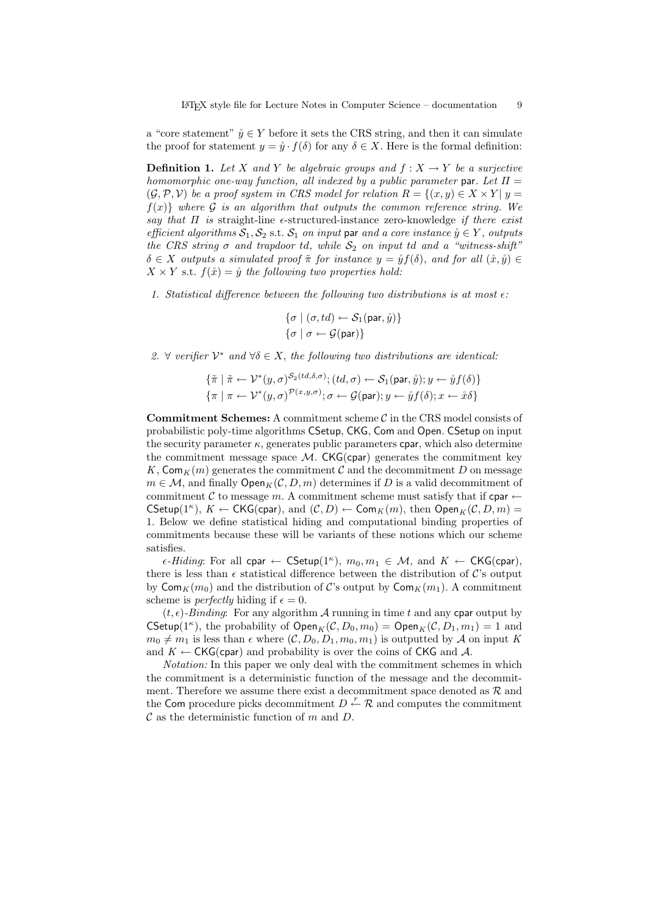a "core statement" $\mathring{y} \in Y$ before it sets the CRS string, and then it can simulate the proof for statement $y = \mathring{y} \cdot f(\delta)$ for any $\delta \in X$. Here is the formal definition:

**Definition 1.** *Let $X$ and $Y$ be algebraic groups and $f : X \to Y$ be a surjective homomorphic one-way function, all indexed by a public parameter* $\mathsf{par}$. *Let $\Pi = (\mathcal{G}, \mathcal{P}, \mathcal{V})$ be a proof system in CRS model for relation $R = \{(x, y) \in X \times Y | \; y = f(x)\}$ where $\mathcal{G}$ is an algorithm that outputs the common reference string. We say that $\Pi$ is* straight-line $\epsilon$-structured-instance zero-knowledge *if there exist efficient algorithms $\mathcal{S}_1, \mathcal{S}_2$ s.t. $\mathcal{S}_1$ on input* $\mathsf{par}$ *and a core instance $\mathring{y} \in Y$, outputs the CRS string $\sigma$ and trapdoor $td$, while $\mathcal{S}_2$ on input $td$ and a "witness-shift" $\delta \in X$ outputs a simulated proof $\tilde{\pi}$ for instance $y = \mathring{y} f(\delta)$, and for all $(\mathring{x}, \mathring{y}) \in X \times Y$ s.t. $f(\mathring{x}) = \mathring{y}$ the following two properties hold:*

1. *Statistical difference between the following two distributions is at most $\epsilon$:*

$$\{\sigma \mid (\sigma, td) \leftarrow \mathcal{S}_1(\mathsf{par}, \mathring{y})\}$$
$$\{\sigma \mid \sigma \leftarrow \mathcal{G}(\mathsf{par})\}$$

2. *$\forall$ verifier $\mathcal{V}^*$ and $\forall \delta \in X$, the following two distributions are identical:*

$$\{\tilde{\pi} \mid \tilde{\pi} \leftarrow \mathcal{V}^*(y, \sigma)^{\mathcal{S}_2(td,\delta,\sigma)}; (td, \sigma) \leftarrow \mathcal{S}_1(\mathsf{par}, \mathring{y}); y \leftarrow \mathring{y} f(\delta)\}$$
$$\{\pi \mid \pi \leftarrow \mathcal{V}^*(y, \sigma)^{\mathcal{P}(x,y,\sigma)}; \sigma \leftarrow \mathcal{G}(\mathsf{par}); y \leftarrow \mathring{y} f(\delta); x \leftarrow \mathring{x}\delta\}$$

**Commitment Schemes:** A commitment scheme $\mathcal{C}$ in the CRS model consists of probabilistic poly-time algorithms $\mathsf{CSetup}$, $\mathsf{CKG}$, $\mathsf{Com}$ and $\mathsf{Open}$. $\mathsf{CSetup}$ on input the security parameter $\kappa$, generates public parameters $\mathsf{cpar}$, which also determine the commitment message space $\mathcal{M}$. $\mathsf{CKG}(\mathsf{cpar})$ generates the commitment key $K$, $\mathsf{Com}_K(m)$ generates the commitment $\mathcal{C}$ and the decommitment $D$ on message $m \in \mathcal{M}$, and finally $\mathsf{Open}_K(\mathcal{C}, D, m)$ determines if $D$ is a valid decommitment of commitment $\mathcal{C}$ to message $m$. A commitment scheme must satisfy that if $\mathsf{cpar} \leftarrow \mathsf{CSetup}(1^\kappa)$, $K \leftarrow \mathsf{CKG}(\mathsf{cpar})$, and $(\mathcal{C}, D) \leftarrow \mathsf{Com}_K(m)$, then $\mathsf{Open}_K(\mathcal{C}, D, m) = 1$. Below we define statistical hiding and computational binding properties of commitments because these will be variants of these notions which our scheme satisfies.

*$\epsilon$-Hiding*: For all $\mathsf{cpar} \leftarrow \mathsf{CSetup}(1^\kappa)$, $m_0, m_1 \in \mathcal{M}$, and $K \leftarrow \mathsf{CKG}(\mathsf{cpar})$, there is less than $\epsilon$ statistical difference between the distribution of $\mathcal{C}$'s output by $\mathsf{Com}_K(m_0)$ and the distribution of $\mathcal{C}$'s output by $\mathsf{Com}_K(m_1)$. A commitment scheme is *perfectly* hiding if $\epsilon = 0$.

*$(t, \epsilon)$-Binding*: For any algorithm $\mathcal{A}$ running in time $t$ and any $\mathsf{cpar}$ output by $\mathsf{CSetup}(1^\kappa)$, the probability of $\mathsf{Open}_K(\mathcal{C}, D_0, m_0) = \mathsf{Open}_K(\mathcal{C}, D_1, m_1) = 1$ and $m_0 \neq m_1$ is less than $\epsilon$ where $(\mathcal{C}, D_0, D_1, m_0, m_1)$ is outputted by $\mathcal{A}$ on input $K$ and $K \leftarrow \mathsf{CKG}(\mathsf{cpar})$ and probability is over the coins of $\mathsf{CKG}$ and $\mathcal{A}$.

*Notation:* In this paper we only deal with the commitment schemes in which the commitment is a deterministic function of the message and the decommitment. Therefore we assume there exist a decommitment space denoted as $\mathcal{R}$ and the $\mathsf{Com}$ procedure picks decommitment $D \xleftarrow{r} \mathcal{R}$ and computes the commitment $\mathcal{C}$ as the deterministic function of $m$ and $D$.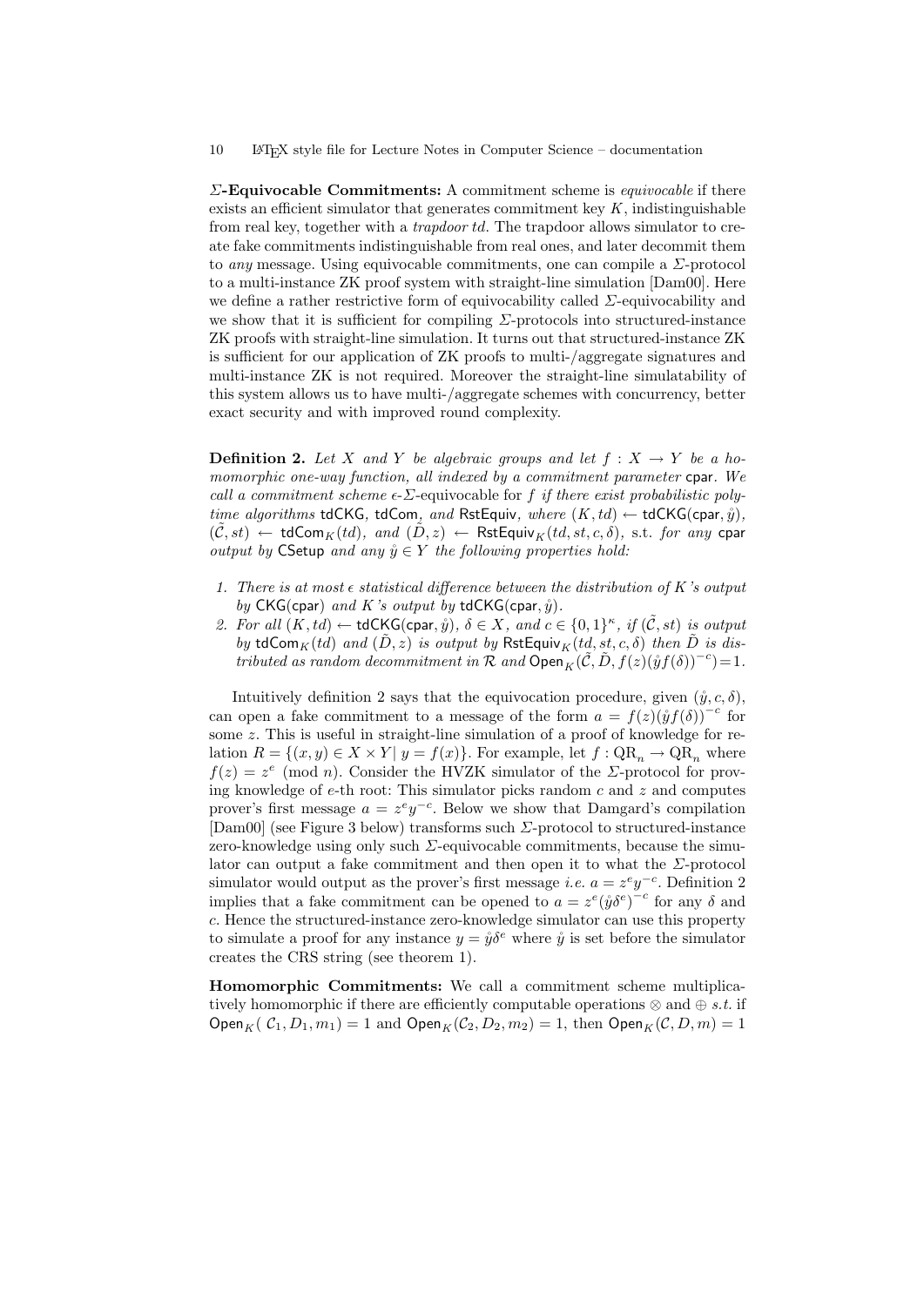**Σ-Equivocable Commitments:** A commitment scheme is *equivocable* if there exists an efficient simulator that generates commitment key $K$, indistinguishable from real key, together with a *trapdoor td*. The trapdoor allows simulator to create fake commitments indistinguishable from real ones, and later decommit them to *any* message. Using equivocable commitments, one can compile a Σ-protocol to a multi-instance ZK proof system with straight-line simulation [Dam00]. Here we define a rather restrictive form of equivocability called Σ-equivocability and we show that it is sufficient for compiling Σ-protocols into structured-instance ZK proofs with straight-line simulation. It turns out that structured-instance ZK is sufficient for our application of ZK proofs to multi-/aggregate signatures and multi-instance ZK is not required. Moreover the straight-line simulatability of this system allows us to have multi-/aggregate schemes with concurrency, better exact security and with improved round complexity.

**Definition 2.** *Let $X$ and $Y$ be algebraic groups and let $f : X \rightarrow Y$ be a homomorphic one-way function, all indexed by a commitment parameter* $\mathsf{cpar}$*. We call a commitment scheme* $\epsilon$-Σ-equivocable for $f$ *if there exist probabilistic poly-time algorithms* $\mathsf{tdCKG}$, $\mathsf{tdCom}$, *and* $\mathsf{RstEquiv}$*, where* $(K, td) \leftarrow \mathsf{tdCKG}(\mathsf{cpar}, \mathring{y})$, $(\tilde{\mathcal{C}}, st) \leftarrow \mathsf{tdCom}_K(td)$*, and* $(\tilde{D}, z) \leftarrow \mathsf{RstEquiv}_K(td, st, c, \delta)$, s.t. *for any* $\mathsf{cpar}$ *output by* $\mathsf{CSetup}$ *and any* $\mathring{y} \in Y$ *the following properties hold:*

1. *There is at most* $\epsilon$ *statistical difference between the distribution of $K$'s output by* $\mathsf{CKG}(\mathsf{cpar})$ *and $K$'s output by* $\mathsf{tdCKG}(\mathsf{cpar}, \mathring{y})$.
2. *For all* $(K, td) \leftarrow \mathsf{tdCKG}(\mathsf{cpar}, \mathring{y})$, $\delta \in X$*, and* $c \in \{0,1\}^\kappa$*, if* $(\tilde{\mathcal{C}}, st)$ *is output by* $\mathsf{tdCom}_K(td)$ *and* $(\tilde{D}, z)$ *is output by* $\mathsf{RstEquiv}_K(td, st, c, \delta)$ *then* $\tilde{D}$ *is distributed as random decommitment in* $\mathcal{R}$ *and* $\mathsf{Open}_K(\tilde{\mathcal{C}}, \tilde{D}, f(z)(\mathring{y}f(\delta))^{-c}) = 1$.

Intuitively definition 2 says that the equivocation procedure, given $(\mathring{y}, c, \delta)$, can open a fake commitment to a message of the form $a = f(z)(\mathring{y}f(\delta))^{-c}$ for some $z$. This is useful in straight-line simulation of a proof of knowledge for relation $R = \{(x, y) \in X \times Y |\ y = f(x)\}$. For example, let $f : \mathrm{QR}_n \rightarrow \mathrm{QR}_n$ where $f(z) = z^e \pmod n$. Consider the HVZK simulator of the Σ-protocol for proving knowledge of $e$-th root: This simulator picks random $c$ and $z$ and computes prover's first message $a = z^e y^{-c}$. Below we show that Damgard's compilation [Dam00] (see Figure 3 below) transforms such Σ-protocol to structured-instance zero-knowledge using only such Σ-equivocable commitments, because the simulator can output a fake commitment and then open it to what the Σ-protocol simulator would output as the prover's first message *i.e.* $a = z^e y^{-c}$. Definition 2 implies that a fake commitment can be opened to $a = z^e(\mathring{y}\delta^e)^{-c}$ for any $\delta$ and $c$. Hence the structured-instance zero-knowledge simulator can use this property to simulate a proof for any instance $y = \mathring{y}\delta^e$ where $\mathring{y}$ is set before the simulator creates the CRS string (see theorem 1).

**Homomorphic Commitments:** We call a commitment scheme multiplicatively homomorphic if there are efficiently computable operations $\otimes$ and $\oplus$ *s.t.* if $\mathsf{Open}_K(\mathcal{C}_1, D_1, m_1) = 1$ and $\mathsf{Open}_K(\mathcal{C}_2, D_2, m_2) = 1$, then $\mathsf{Open}_K(\mathcal{C}, D, m) = 1$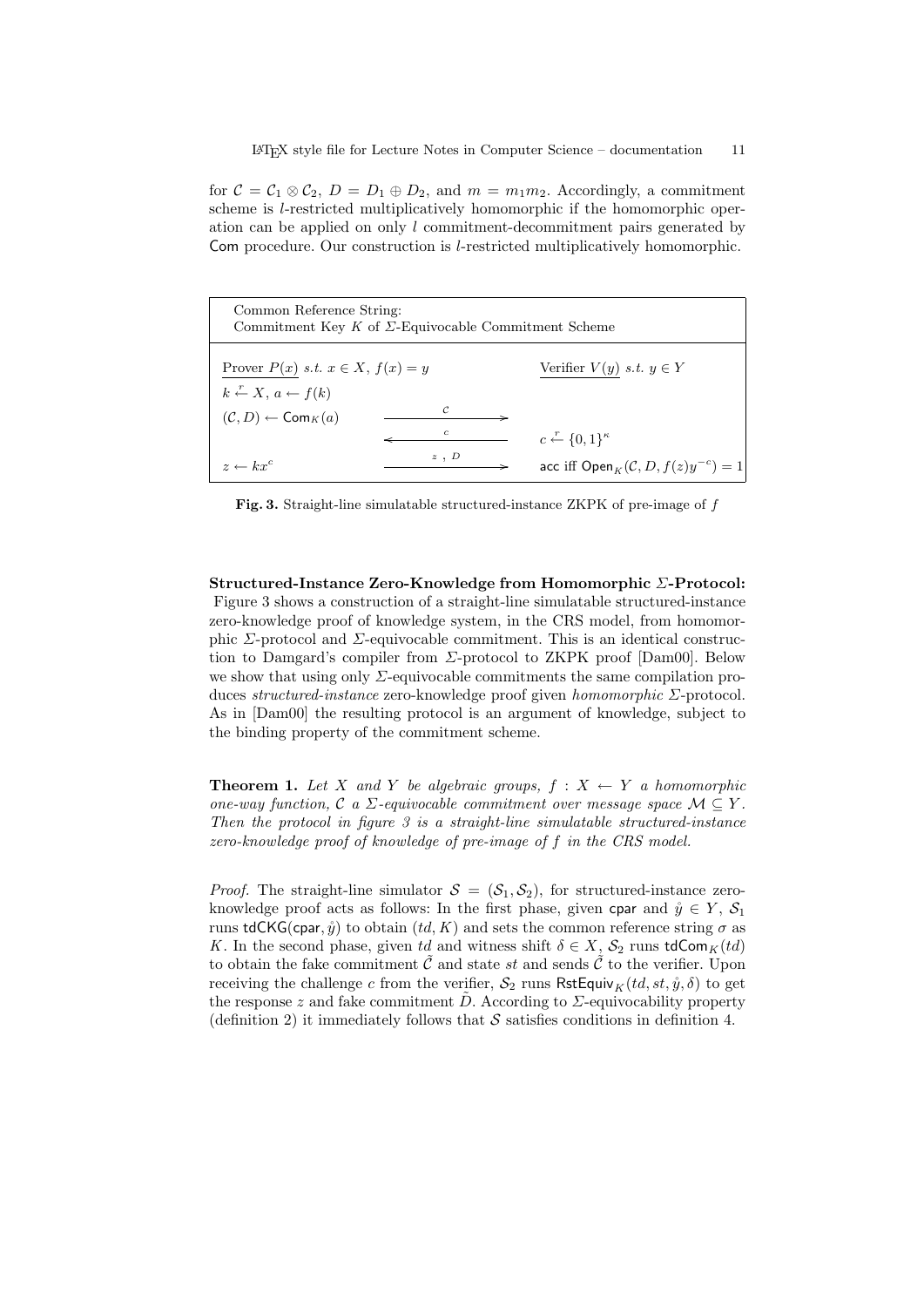for $\mathcal{C} = \mathcal{C}_1 \otimes \mathcal{C}_2$, $D = D_1 \oplus D_2$, and $m = m_1 m_2$. Accordingly, a commitment scheme is $l$-restricted multiplicatively homomorphic if the homomorphic operation can be applied on only $l$ commitment-decommitment pairs generated by $\mathsf{Com}$ procedure. Our construction is $l$-restricted multiplicatively homomorphic.

| Common Reference String: Commitment Key $K$ of $\Sigma$-Equivocable Commitment Scheme | | |
|---|---|---|
| Prover $P(x)$ *s.t.* $x \in X$, $f(x) = y$ | | Verifier $V(y)$ *s.t.* $y \in Y$ |
| $k \xleftarrow{r} X$, $a \leftarrow f(k)$ | | |
| $(\mathcal{C}, D) \leftarrow \mathsf{Com}_K(a)$ | $\xrightarrow{\mathcal{C}}$ | |
| | $\xleftarrow{c}$ | $c \xleftarrow{r} \{0,1\}^\kappa$ |
| $z \leftarrow kx^c$ | $\xrightarrow{z\ ,\ D}$ | acc iff $\mathsf{Open}_K(\mathcal{C}, D, f(z)y^{-c}) = 1$ |

**Fig. 3.** Straight-line simulatable structured-instance ZKPK of pre-image of $f$

**Structured-Instance Zero-Knowledge from Homomorphic $\Sigma$-Protocol:** Figure 3 shows a construction of a straight-line simulatable structured-instance zero-knowledge proof of knowledge system, in the CRS model, from homomorphic $\Sigma$-protocol and $\Sigma$-equivocable commitment. This is an identical construction to Damgard's compiler from $\Sigma$-protocol to ZKPK proof [Dam00]. Below we show that using only $\Sigma$-equivocable commitments the same compilation produces *structured-instance* zero-knowledge proof given *homomorphic* $\Sigma$-protocol. As in [Dam00] the resulting protocol is an argument of knowledge, subject to the binding property of the commitment scheme.

**Theorem 1.** *Let $X$ and $Y$ be algebraic groups, $f : X \leftarrow Y$ a homomorphic one-way function, $\mathcal{C}$ a $\Sigma$-equivocable commitment over message space $\mathcal{M} \subseteq Y$. Then the protocol in figure 3 is a straight-line simulatable structured-instance zero-knowledge proof of knowledge of pre-image of $f$ in the CRS model.*

*Proof.* The straight-line simulator $\mathcal{S} = (\mathcal{S}_1, \mathcal{S}_2)$, for structured-instance zero-knowledge proof acts as follows: In the first phase, given $\mathsf{cpar}$ and $\mathring{y} \in Y$, $\mathcal{S}_1$ runs $\mathsf{tdCKG}(\mathsf{cpar}, \mathring{y})$ to obtain $(td, K)$ and sets the common reference string $\sigma$ as $K$. In the second phase, given $td$ and witness shift $\delta \in X$, $\mathcal{S}_2$ runs $\mathsf{tdCom}_K(td)$ to obtain the fake commitment $\tilde{\mathcal{C}}$ and state $st$ and sends $\tilde{\mathcal{C}}$ to the verifier. Upon receiving the challenge $c$ from the verifier, $\mathcal{S}_2$ runs $\mathsf{RstEquiv}_K(td, st, \mathring{y}, \delta)$ to get the response $z$ and fake commitment $\tilde{D}$. According to $\Sigma$-equivocability property (definition 2) it immediately follows that $\mathcal{S}$ satisfies conditions in definition 4.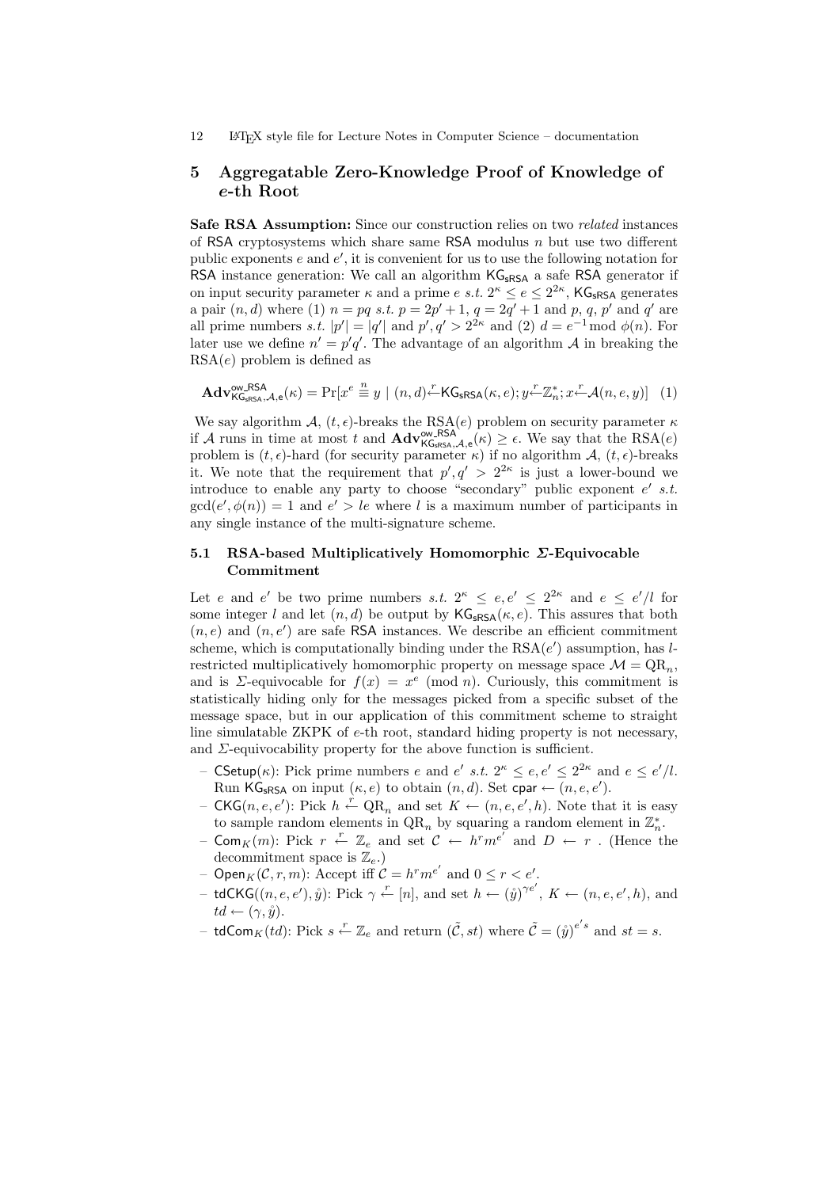## 5 Aggregatable Zero-Knowledge Proof of Knowledge of $e$-th Root

**Safe RSA Assumption:** Since our construction relies on two *related* instances of RSA cryptosystems which share same RSA modulus $n$ but use two different public exponents $e$ and $e'$, it is convenient for us to use the following notation for RSA instance generation: We call an algorithm $\mathsf{KG}_{\mathsf{sRSA}}$ a safe RSA generator if on input security parameter $\kappa$ and a prime $e$ *s.t.* $2^{\kappa} \leq e \leq 2^{2\kappa}$, $\mathsf{KG}_{\mathsf{sRSA}}$ generates a pair $(n, d)$ where (1) $n = pq$ *s.t.* $p = 2p' + 1$, $q = 2q' + 1$ and $p$, $q$, $p'$ and $q'$ are all prime numbers *s.t.* $|p'| = |q'|$ and $p', q' > 2^{2\kappa}$ and (2) $d = e^{-1} \bmod \phi(n)$. For later use we define $n' = p'q'$. The advantage of an algorithm $\mathcal{A}$ in breaking the RSA($e$) problem is defined as

$$\mathbf{Adv}^{\mathsf{ow\_RSA}}_{\mathsf{KG}_{\mathsf{sRSA}},\mathcal{A},\mathsf{e}}(\kappa) = \Pr[x^e \overset{n}{\equiv} y \mid (n, d) \overset{r}{\leftarrow} \mathsf{KG}_{\mathsf{sRSA}}(\kappa, e); y \overset{r}{\leftarrow} \mathbb{Z}_n^*; x \overset{r}{\leftarrow} \mathcal{A}(n, e, y)] \quad (1)$$

We say algorithm $\mathcal{A}$, $(t, \epsilon)$-breaks the RSA($e$) problem on security parameter $\kappa$ if $\mathcal{A}$ runs in time at most $t$ and $\mathbf{Adv}^{\mathsf{ow\_RSA}}_{\mathsf{KG}_{\mathsf{sRSA}},\mathcal{A},\mathsf{e}}(\kappa) \geq \epsilon$. We say that the RSA($e$) problem is $(t, \epsilon)$-hard (for security parameter $\kappa$) if no algorithm $\mathcal{A}$, $(t, \epsilon)$-breaks it. We note that the requirement that $p', q' > 2^{2\kappa}$ is just a lower-bound we introduce to enable any party to choose "secondary" public exponent $e'$ *s.t.* $\gcd(e', \phi(n)) = 1$ and $e' > le$ where $l$ is a maximum number of participants in any single instance of the multi-signature scheme.

### 5.1 RSA-based Multiplicatively Homomorphic $\Sigma$-Equivocable Commitment

Let $e$ and $e'$ be two prime numbers *s.t.* $2^{\kappa} \leq e, e' \leq 2^{2\kappa}$ and $e \leq e'/l$ for some integer $l$ and let $(n, d)$ be output by $\mathsf{KG}_{\mathsf{sRSA}}(\kappa, e)$. This assures that both $(n, e)$ and $(n, e')$ are safe RSA instances. We describe an efficient commitment scheme, which is computationally binding under the RSA($e'$) assumption, has $l$-restricted multiplicatively homomorphic property on message space $\mathcal{M} = \mathrm{QR}_n$, and is $\Sigma$-equivocable for $f(x) = x^e \pmod n$. Curiously, this commitment is statistically hiding only for the messages picked from a specific subset of the message space, but in our application of this commitment scheme to straight line simulatable ZKPK of $e$-th root, standard hiding property is not necessary, and $\Sigma$-equivocability property for the above function is sufficient.

- $\mathsf{CSetup}(\kappa)$: Pick prime numbers $e$ and $e'$ *s.t.* $2^{\kappa} \leq e, e' \leq 2^{2\kappa}$ and $e \leq e'/l$. Run $\mathsf{KG}_{\mathsf{sRSA}}$ on input $(\kappa, e)$ to obtain $(n, d)$. Set $\mathsf{cpar} \leftarrow (n, e, e')$.
- $\mathsf{CKG}(n, e, e')$: Pick $h \overset{r}{\leftarrow} \mathrm{QR}_n$ and set $K \leftarrow (n, e, e', h)$. Note that it is easy to sample random elements in $\mathrm{QR}_n$ by squaring a random element in $\mathbb{Z}_n^*$.
- $\mathsf{Com}_K(m)$: Pick $r \overset{r}{\leftarrow} \mathbb{Z}_e$ and set $\mathcal{C} \leftarrow h^r m^{e'}$ and $D \leftarrow r$ . (Hence the decommitment space is $\mathbb{Z}_e$.)
- $\mathsf{Open}_K(\mathcal{C}, r, m)$: Accept iff $\mathcal{C} = h^r m^{e'}$ and $0 \leq r < e'$.
- $\mathsf{tdCKG}((n, e, e'), \mathring{y})$: Pick $\gamma \overset{r}{\leftarrow} [n]$, and set $h \leftarrow (\mathring{y})^{\gamma e'}$, $K \leftarrow (n, e, e', h)$, and $td \leftarrow (\gamma, \mathring{y})$.
- $\mathsf{tdCom}_K(td)$: Pick $s \overset{r}{\leftarrow} \mathbb{Z}_e$ and return $(\tilde{\mathcal{C}}, st)$ where $\tilde{\mathcal{C}} = (\mathring{y})^{e's}$ and $st = s$.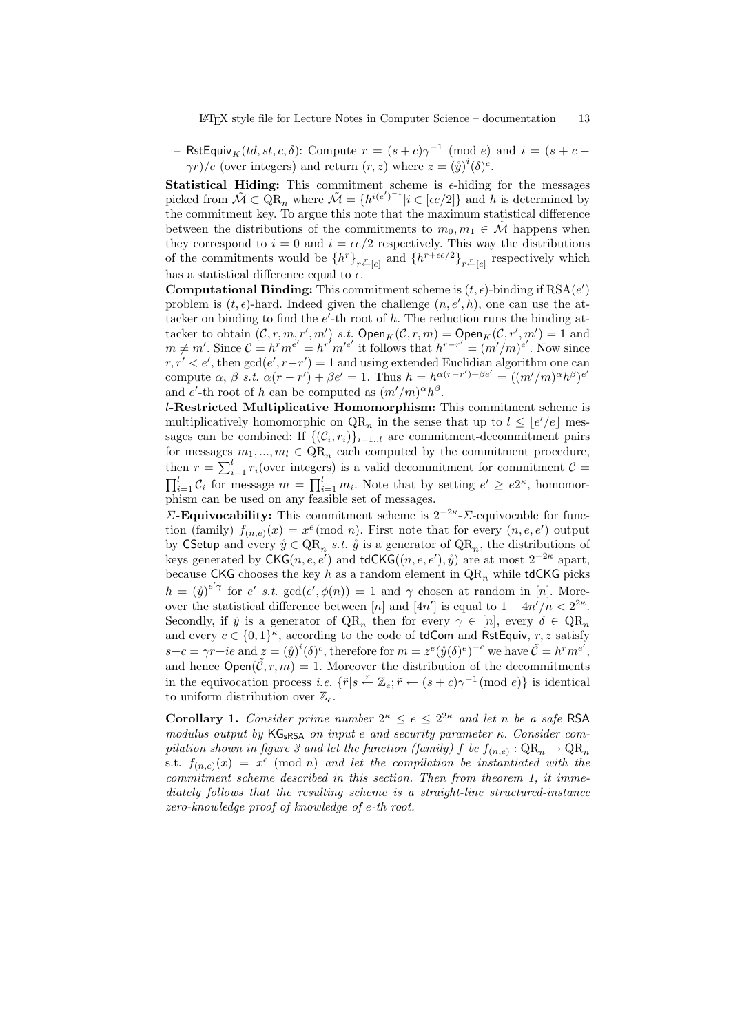– $\mathsf{RstEquiv}_K(td, st, c, \delta)$: Compute $r = (s+c)\gamma^{-1} \pmod{e}$ and $i = (s + c - \gamma r)/e$ (over integers) and return $(r, z)$ where $z = (\mathring{y})^i (\delta)^c$.

**Statistical Hiding:** This commitment scheme is $\epsilon$-hiding for the messages picked from $\tilde{\mathcal{M}} \subset \mathrm{QR}_n$ where $\tilde{\mathcal{M}} = \{h^{i(e')^{-1}} | i \in [\epsilon e/2]\}$ and $h$ is determined by the commitment key. To argue this note that the maximum statistical difference between the distributions of the commitments to $m_0, m_1 \in \tilde{\mathcal{M}}$ happens when they correspond to $i = 0$ and $i = \epsilon e/2$ respectively. This way the distributions of the commitments would be $\{h^r\}_{r \xleftarrow{r} [e]}$ and $\{h^{r+\epsilon e/2}\}_{r \xleftarrow{r} [e]}$ respectively which has a statistical difference equal to $\epsilon$.

**Computational Binding:** This commitment scheme is $(t, \epsilon)$-binding if $\mathrm{RSA}(e')$ problem is $(t, \epsilon)$-hard. Indeed given the challenge $(n, e', h)$, one can use the attacker on binding to find the $e'$-th root of $h$. The reduction runs the binding attacker to obtain $(\mathcal{C}, r, m, r', m')$ *s.t.* $\mathsf{Open}_K(\mathcal{C}, r, m) = \mathsf{Open}_K(\mathcal{C}, r', m') = 1$ and $m \neq m'$. Since $\mathcal{C} = h^r m^{e'} = h^{r'} m'^{e'}$ it follows that $h^{r-r'} = (m'/m)^{e'}$. Now since $r, r' < e'$, then $\gcd(e', r - r') = 1$ and using extended Euclidian algorithm one can compute $\alpha$, $\beta$ *s.t.* $\alpha(r - r') + \beta e' = 1$. Thus $h = h^{\alpha(r-r')+\beta e'} = ((m'/m)^{\alpha} h^{\beta})^{e'}$ and $e'$-th root of $h$ can be computed as $(m'/m)^{\alpha} h^{\beta}$.

**$l$-Restricted Multiplicative Homomorphism:** This commitment scheme is multiplicatively homomorphic on $\mathrm{QR}_n$ in the sense that up to $l \leq \lfloor e'/e \rfloor$ messages can be combined: If $\{(\mathcal{C}_i, r_i)\}_{i=1..l}$ are commitment-decommitment pairs for messages $m_1, ..., m_l \in \mathrm{QR}_n$ each computed by the commitment procedure, then $r = \sum_{i=1}^{l} r_i$(over integers) is a valid decommitment for commitment $\mathcal{C} = \prod_{i=1}^{l} \mathcal{C}_i$ for message $m = \prod_{i=1}^{l} m_i$. Note that by setting $e' \geq e2^{\kappa}$, homomorphism can be used on any feasible set of messages.

**$\Sigma$-Equivocability:** This commitment scheme is $2^{-2\kappa}$-$\Sigma$-equivocable for function (family) $f_{(n,e)}(x) = x^e (\bmod\ n)$. First note that for every $(n, e, e')$ output by $\mathsf{CSetup}$ and every $\mathring{y} \in \mathrm{QR}_n$ *s.t.* $\mathring{y}$ is a generator of $\mathrm{QR}_n$, the distributions of keys generated by $\mathsf{CKG}(n, e, e')$ and $\mathsf{tdCKG}((n, e, e'), \mathring{y})$ are at most $2^{-2\kappa}$ apart, because $\mathsf{CKG}$ chooses the key $h$ as a random element in $\mathrm{QR}_n$ while $\mathsf{tdCKG}$ picks $h = (\mathring{y})^{e'\gamma}$ for $e'$ *s.t.* $\gcd(e', \phi(n)) = 1$ and $\gamma$ chosen at random in $[n]$. Moreover the statistical difference between $[n]$ and $[4n']$ is equal to $1 - 4n'/n < 2^{2\kappa}$. Secondly, if $\mathring{y}$ is a generator of $\mathrm{QR}_n$ then for every $\gamma \in [n]$, every $\delta \in \mathrm{QR}_n$ and every $c \in \{0,1\}^{\kappa}$, according to the code of $\mathsf{tdCom}$ and $\mathsf{RstEquiv}$, $r, z$ satisfy $s + c = \gamma r + ie$ and $z = (\mathring{y})^i (\delta)^c$, therefore for $m = z^e (\mathring{y}(\delta)^e)^{-c}$ we have $\tilde{\mathcal{C}} = h^r m^{e'}$, and hence $\mathsf{Open}(\tilde{\mathcal{C}}, r, m) = 1$. Moreover the distribution of the decommitments in the equivocation process *i.e.* $\{\tilde{r} | s \xleftarrow{r} \mathbb{Z}_e; \tilde{r} \leftarrow (s+c)\gamma^{-1} (\bmod\ e)\}$ is identical to uniform distribution over $\mathbb{Z}_e$.

**Corollary 1.** *Consider prime number $2^{\kappa} \leq e \leq 2^{2\kappa}$ and let $n$ be a safe* RSA *modulus output by $\mathsf{KG}_{\mathsf{sRSA}}$ on input $e$ and security parameter $\kappa$. Consider compilation shown in figure 3 and let the function (family) $f$ be $f_{(n,e)} : \mathrm{QR}_n \to \mathrm{QR}_n$* s.t. *$f_{(n,e)}(x) = x^e \pmod{n}$ and let the compilation be instantiated with the commitment scheme described in this section. Then from theorem 1, it immediately follows that the resulting scheme is a straight-line structured-instance zero-knowledge proof of knowledge of $e$-th root.*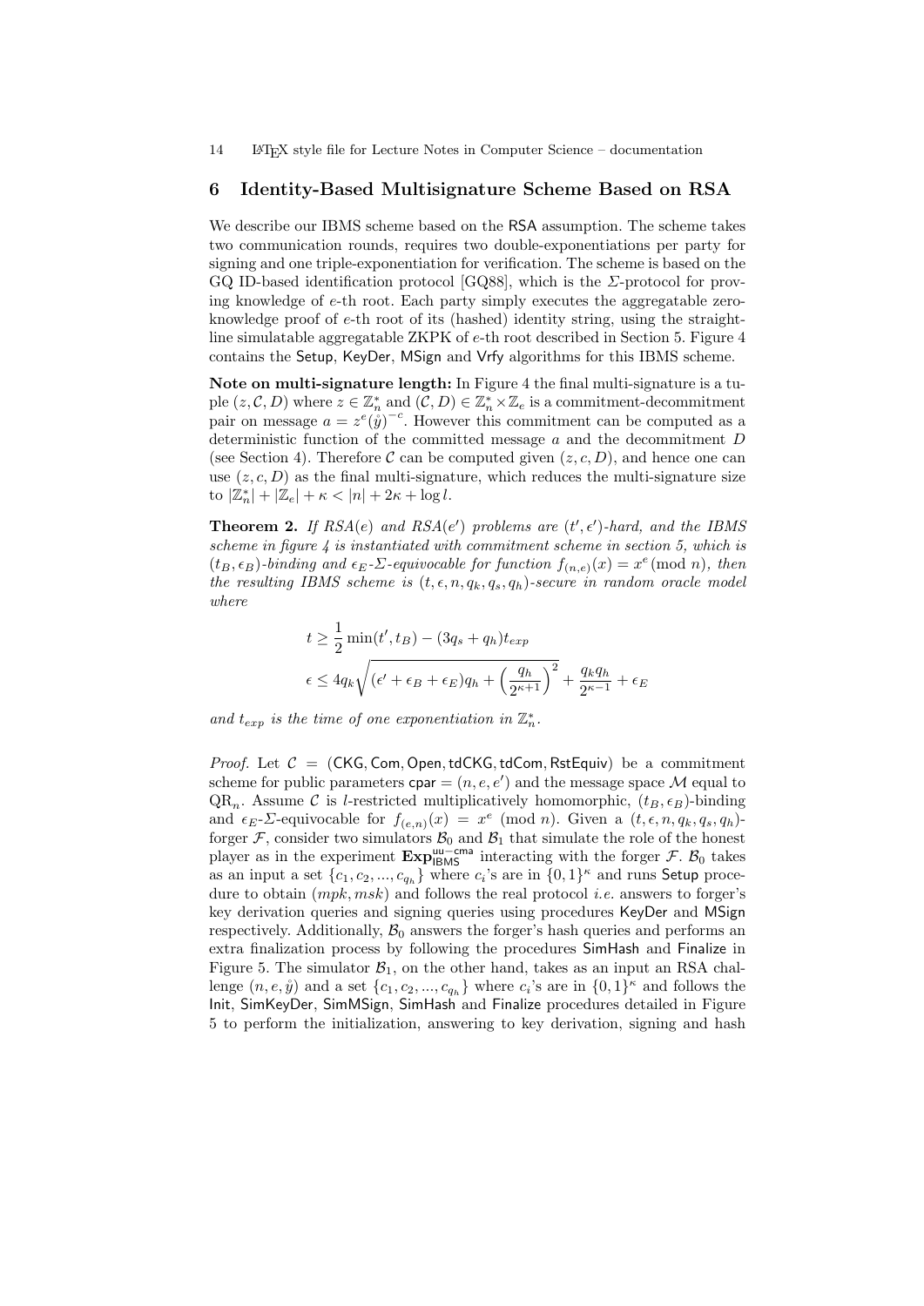## 6 Identity-Based Multisignature Scheme Based on RSA

We describe our IBMS scheme based on the RSA assumption. The scheme takes two communication rounds, requires two double-exponentiations per party for signing and one triple-exponentiation for verification. The scheme is based on the GQ ID-based identification protocol [GQ88], which is the $\Sigma$-protocol for proving knowledge of $e$-th root. Each party simply executes the aggregatable zero-knowledge proof of $e$-th root of its (hashed) identity string, using the straight-line simulatable aggregatable ZKPK of $e$-th root described in Section 5. Figure 4 contains the Setup, KeyDer, MSign and Vrfy algorithms for this IBMS scheme.

**Note on multi-signature length:** In Figure 4 the final multi-signature is a tuple $(z, \mathcal{C}, D)$ where $z \in \mathbb{Z}_n^*$ and $(\mathcal{C}, D) \in \mathbb{Z}_n^* \times \mathbb{Z}_e$ is a commitment-decommitment pair on message $a = z^e(\mathring{y})^{-c}$. However this commitment can be computed as a deterministic function of the committed message $a$ and the decommitment $D$ (see Section 4). Therefore $\mathcal{C}$ can be computed given $(z, c, D)$, and hence one can use $(z, c, D)$ as the final multi-signature, which reduces the multi-signature size to $|\mathbb{Z}_n^*| + |\mathbb{Z}_e| + \kappa < |n| + 2\kappa + \log l$.

**Theorem 2.** *If $RSA(e)$ and $RSA(e')$ problems are $(t', \epsilon')$-hard, and the IBMS scheme in figure 4 is instantiated with commitment scheme in section 5, which is $(t_B, \epsilon_B)$-binding and $\epsilon_E$-$\Sigma$-equivocable for function $f_{(n,e)}(x) = x^e (\text{mod } n)$, then the resulting IBMS scheme is $(t, \epsilon, n, q_k, q_s, q_h)$-secure in random oracle model where*

$$t \geq \frac{1}{2}\min(t', t_B) - (3q_s + q_h)t_{exp}$$

$$\epsilon \leq 4q_k\sqrt{(\epsilon' + \epsilon_B + \epsilon_E)q_h + \left(\frac{q_h}{2^{\kappa+1}}\right)^2} + \frac{q_k q_h}{2^{\kappa-1}} + \epsilon_E$$

*and $t_{exp}$ is the time of one exponentiation in $\mathbb{Z}_n^*$.*

*Proof.* Let $\mathcal{C}$ = (CKG, Com, Open, tdCKG, tdCom, RstEquiv) be a commitment scheme for public parameters $\mathsf{cpar} = (n, e, e')$ and the message space $\mathcal{M}$ equal to $\mathrm{QR}_n$. Assume $\mathcal{C}$ is $l$-restricted multiplicatively homomorphic, $(t_B, \epsilon_B)$-binding and $\epsilon_E$-$\Sigma$-equivocable for $f_{(e,n)}(x) = x^e \pmod n$. Given a $(t, \epsilon, n, q_k, q_s, q_h)$-forger $\mathcal{F}$, consider two simulators $\mathcal{B}_0$ and $\mathcal{B}_1$ that simulate the role of the honest player as in the experiment $\mathbf{Exp}_{\mathsf{IBMS}}^{\mathsf{uu-cma}}$ interacting with the forger $\mathcal{F}$. $\mathcal{B}_0$ takes as an input a set $\{c_1, c_2, ..., c_{q_h}\}$ where $c_i$'s are in $\{0,1\}^\kappa$ and runs Setup procedure to obtain $(mpk, msk)$ and follows the real protocol *i.e.* answers to forger's key derivation queries and signing queries using procedures KeyDer and MSign respectively. Additionally, $\mathcal{B}_0$ answers the forger's hash queries and performs an extra finalization process by following the procedures SimHash and Finalize in Figure 5. The simulator $\mathcal{B}_1$, on the other hand, takes as an input an RSA challenge $(n, e, \mathring{y})$ and a set $\{c_1, c_2, ..., c_{q_h}\}$ where $c_i$'s are in $\{0,1\}^\kappa$ and follows the Init, SimKeyDer, SimMSign, SimHash and Finalize procedures detailed in Figure 5 to perform the initialization, answering to key derivation, signing and hash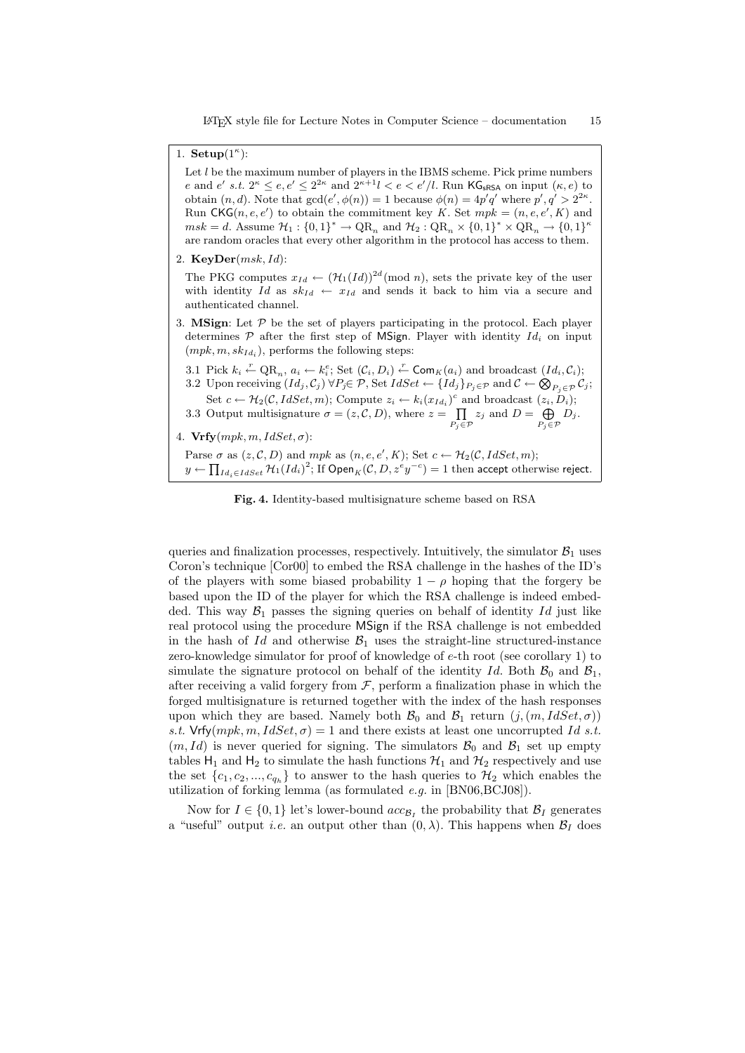1. **Setup**($1^\kappa$):

   Let $l$ be the maximum number of players in the IBMS scheme. Pick prime numbers $e$ and $e'$ *s.t.* $2^\kappa \leq e, e' \leq 2^{2\kappa}$ and $2^{\kappa+1} l < e < e'/l$. Run $\mathsf{KG_{sRSA}}$ on input $(\kappa, e)$ to obtain $(n, d)$. Note that $\gcd(e', \phi(n)) = 1$ because $\phi(n) = 4p'q'$ where $p', q' > 2^{2\kappa}$. Run $\mathsf{CKG}(n, e, e')$ to obtain the commitment key $K$. Set $mpk = (n, e, e', K)$ and $msk = d$. Assume $\mathcal{H}_1 : \{0,1\}^* \to \mathrm{QR}_n$ and $\mathcal{H}_2 : \mathrm{QR}_n \times \{0,1\}^* \times \mathrm{QR}_n \to \{0,1\}^\kappa$ are random oracles that every other algorithm in the protocol has access to them.

2. **KeyDer**($msk, Id$):

   The PKG computes $x_{Id} \leftarrow (\mathcal{H}_1(Id))^{2d} (\bmod\ n)$, sets the private key of the user with identity $Id$ as $sk_{Id} \leftarrow x_{Id}$ and sends it back to him via a secure and authenticated channel.

3. **MSign**: Let $\mathcal{P}$ be the set of players participating in the protocol. Each player determines $\mathcal{P}$ after the first step of $\mathsf{MSign}$. Player with identity $Id_i$ on input $(mpk, m, sk_{Id_i})$, performs the following steps:

   3.1 Pick $k_i \xleftarrow{r} \mathrm{QR}_n$, $a_i \leftarrow k_i^e$; Set $(\mathcal{C}_i, D_i) \xleftarrow{r} \mathsf{Com}_K(a_i)$ and broadcast $(Id_i, \mathcal{C}_i)$;

   3.2 Upon receiving $(Id_j, \mathcal{C}_j)\ \forall P_j \in \mathcal{P}$, Set $IdSet \leftarrow \{Id_j\}_{P_j \in \mathcal{P}}$ and $\mathcal{C} \leftarrow \bigotimes_{P_j \in \mathcal{P}} \mathcal{C}_j$; Set $c \leftarrow \mathcal{H}_2(\mathcal{C}, IdSet, m)$; Compute $z_i \leftarrow k_i (x_{Id_i})^c$ and broadcast $(z_i, D_i)$;

   3.3 Output multisignature $\sigma = (z, \mathcal{C}, D)$, where $z = \prod_{P_j \in \mathcal{P}} z_j$ and $D = \bigoplus_{P_j \in \mathcal{P}} D_j$.

4. **Vrfy**($mpk, m, IdSet, \sigma$):

   Parse $\sigma$ as $(z, \mathcal{C}, D)$ and $mpk$ as $(n, e, e', K)$; Set $c \leftarrow \mathcal{H}_2(\mathcal{C}, IdSet, m)$; $y \leftarrow \prod_{Id_i \in IdSet} \mathcal{H}_1(Id_i)^2$; If $\mathsf{Open}_K(\mathcal{C}, D, z^e y^{-c}) = 1$ then $\mathsf{accept}$ otherwise $\mathsf{reject}$.

**Fig. 4.** Identity-based multisignature scheme based on RSA

queries and finalization processes, respectively. Intuitively, the simulator $\mathcal{B}_1$ uses Coron's technique [Cor00] to embed the RSA challenge in the hashes of the ID's of the players with some biased probability $1 - \rho$ hoping that the forgery be based upon the ID of the player for which the RSA challenge is indeed embedded. This way $\mathcal{B}_1$ passes the signing queries on behalf of identity $Id$ just like real protocol using the procedure $\mathsf{MSign}$ if the RSA challenge is not embedded in the hash of $Id$ and otherwise $\mathcal{B}_1$ uses the straight-line structured-instance zero-knowledge simulator for proof of knowledge of $e$-th root (see corollary 1) to simulate the signature protocol on behalf of the identity $Id$. Both $\mathcal{B}_0$ and $\mathcal{B}_1$, after receiving a valid forgery from $\mathcal{F}$, perform a finalization phase in which the forged multisignature is returned together with the index of the hash responses upon which they are based. Namely both $\mathcal{B}_0$ and $\mathcal{B}_1$ return $(j, (m, IdSet, \sigma))$ *s.t.* $\mathsf{Vrfy}(mpk, m, IdSet, \sigma) = 1$ and there exists at least one uncorrupted $Id$ *s.t.* $(m, Id)$ is never queried for signing. The simulators $\mathcal{B}_0$ and $\mathcal{B}_1$ set up empty tables $\mathsf{H}_1$ and $\mathsf{H}_2$ to simulate the hash functions $\mathcal{H}_1$ and $\mathcal{H}_2$ respectively and use the set $\{c_1, c_2, ..., c_{q_h}\}$ to answer to the hash queries to $\mathcal{H}_2$ which enables the utilization of forking lemma (as formulated *e.g.* in [BN06,BCJ08]).

Now for $I \in \{0, 1\}$ let's lower-bound $acc_{\mathcal{B}_I}$ the probability that $\mathcal{B}_I$ generates a "useful" output *i.e.* an output other than $(0, \lambda)$. This happens when $\mathcal{B}_I$ does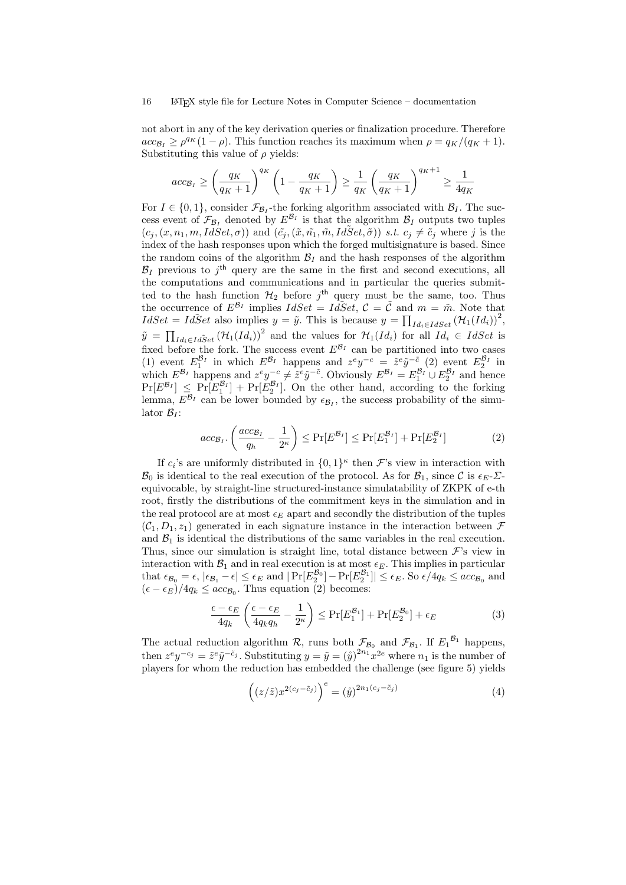not abort in any of the key derivation queries or finalization procedure. Therefore $acc_{\mathcal{B}_I} \geq \rho^{q_K}(1-\rho)$. This function reaches its maximum when $\rho = q_K/(q_K+1)$. Substituting this value of $\rho$ yields:

$$acc_{\mathcal{B}_I} \geq \left(\frac{q_K}{q_K+1}\right)^{q_K}\left(1-\frac{q_K}{q_K+1}\right) \geq \frac{1}{q_K}\left(\frac{q_K}{q_K+1}\right)^{q_K+1} \geq \frac{1}{4q_K}$$

For $I \in \{0,1\}$, consider $\mathcal{F}_{\mathcal{B}_I}$-the forking algorithm associated with $\mathcal{B}_I$. The success event of $\mathcal{F}_{\mathcal{B}_I}$ denoted by $E^{\mathcal{B}_I}$ is that the algorithm $\mathcal{B}_I$ outputs two tuples $(c_j, (x, n_1, m, IdSet, \sigma))$ and $(\tilde{c_j}, (\tilde{x}, \tilde{n_1}, \tilde{m}, Id\tilde{S}et, \tilde{\sigma}))$ *s.t.* $c_j \neq \tilde{c}_j$ where $j$ is the index of the hash responses upon which the forged multisignature is based. Since the random coins of the algorithm $\mathcal{B}_I$ and the hash responses of the algorithm $\mathcal{B}_I$ previous to $j^{\text{th}}$ query are the same in the first and second executions, all the computations and communications and in particular the queries submitted to the hash function $\mathcal{H}_2$ before $j^{\text{th}}$ query must be the same, too. Thus the occurrence of $E^{\mathcal{B}_I}$ implies $IdSet = Id\tilde{S}et$, $\mathcal{C} = \tilde{\mathcal{C}}$ and $m = \tilde{m}$. Note that $IdSet = Id\tilde{S}et$ also implies $y = \tilde{y}$. This is because $y = \prod_{Id_i \in IdSet}(\mathcal{H}_1(Id_i))^2$, $\tilde{y} = \prod_{Id_i \in Id\tilde{S}et}(\mathcal{H}_1(Id_i))^2$ and the values for $\mathcal{H}_1(Id_i)$ for all $Id_i \in IdSet$ is fixed before the fork. The success event $E^{\mathcal{B}_I}$ can be partitioned into two cases (1) event $E_1^{\mathcal{B}_I}$ in which $E^{\mathcal{B}_I}$ happens and $z^e y^{-c} = \tilde{z}^e \tilde{y}^{-\tilde{c}}$ (2) event $E_2^{\mathcal{B}_I}$ in which $E^{\mathcal{B}_I}$ happens and $z^e y^{-c} \neq \tilde{z}^e \tilde{y}^{-\tilde{c}}$. Obviously $E^{\mathcal{B}_I} = E_1^{\mathcal{B}_I} \cup E_2^{\mathcal{B}_I}$ and hence $\Pr[E^{\mathcal{B}_I}] \leq \Pr[E_1^{\mathcal{B}_I}] + \Pr[E_2^{\mathcal{B}_I}]$. On the other hand, according to the forking lemma, $E^{\mathcal{B}_I}$ can be lower bounded by $\epsilon_{\mathcal{B}_I}$, the success probability of the simulator $\mathcal{B}_I$:

$$acc_{\mathcal{B}_I}.\left(\frac{acc_{\mathcal{B}_I}}{q_h} - \frac{1}{2^\kappa}\right) \leq \Pr[E^{\mathcal{B}_I}] \leq \Pr[E_1^{\mathcal{B}_I}] + \Pr[E_2^{\mathcal{B}_I}] \tag{2}$$

If $c_i$'s are uniformly distributed in $\{0,1\}^\kappa$ then $\mathcal{F}$'s view in interaction with $\mathcal{B}_0$ is identical to the real execution of the protocol. As for $\mathcal{B}_1$, since $\mathcal{C}$ is $\epsilon_E$-$\Sigma$-equivocable, by straight-line structured-instance simulatability of ZKPK of e-th root, firstly the distributions of the commitment keys in the simulation and in the real protocol are at most $\epsilon_E$ apart and secondly the distribution of the tuples $(\mathcal{C}_1, D_1, z_1)$ generated in each signature instance in the interaction between $\mathcal{F}$ and $\mathcal{B}_1$ is identical the distributions of the same variables in the real execution. Thus, since our simulation is straight line, total distance between $\mathcal{F}$'s view in interaction with $\mathcal{B}_1$ and in real execution is at most $\epsilon_E$. This implies in particular that $\epsilon_{\mathcal{B}_0} = \epsilon$, $|\epsilon_{\mathcal{B}_1} - \epsilon| \leq \epsilon_E$ and $|\Pr[E_2^{\mathcal{B}_0}] - \Pr[E_2^{\mathcal{B}_1}]| \leq \epsilon_E$. So $\epsilon/4q_k \leq acc_{\mathcal{B}_0}$ and $(\epsilon - \epsilon_E)/4q_k \leq acc_{\mathcal{B}_0}$. Thus equation (2) becomes:

$$\frac{\epsilon - \epsilon_E}{4q_k}\left(\frac{\epsilon - \epsilon_E}{4q_k q_h} - \frac{1}{2^\kappa}\right) \leq \Pr[E_1^{\mathcal{B}_1}] + \Pr[E_2^{\mathcal{B}_0}] + \epsilon_E \tag{3}$$

The actual reduction algorithm $\mathcal{R}$, runs both $\mathcal{F}_{\mathcal{B}_0}$ and $\mathcal{F}_{\mathcal{B}_1}$. If ${E_1}^{\mathcal{B}_1}$ happens, then $z^e y^{-c_j} = \tilde{z}^e \tilde{y}^{-\tilde{c}_j}$. Substituting $y = \tilde{y} = (\mathring{y})^{2n_1} x^{2e}$ where $n_1$ is the number of players for whom the reduction has embedded the challenge (see figure 5) yields

$$\left((z/\tilde{z})x^{2(c_j - \tilde{c}_j)}\right)^e = (\mathring{y})^{2n_1(c_j - \tilde{c}_j)} \tag{4}$$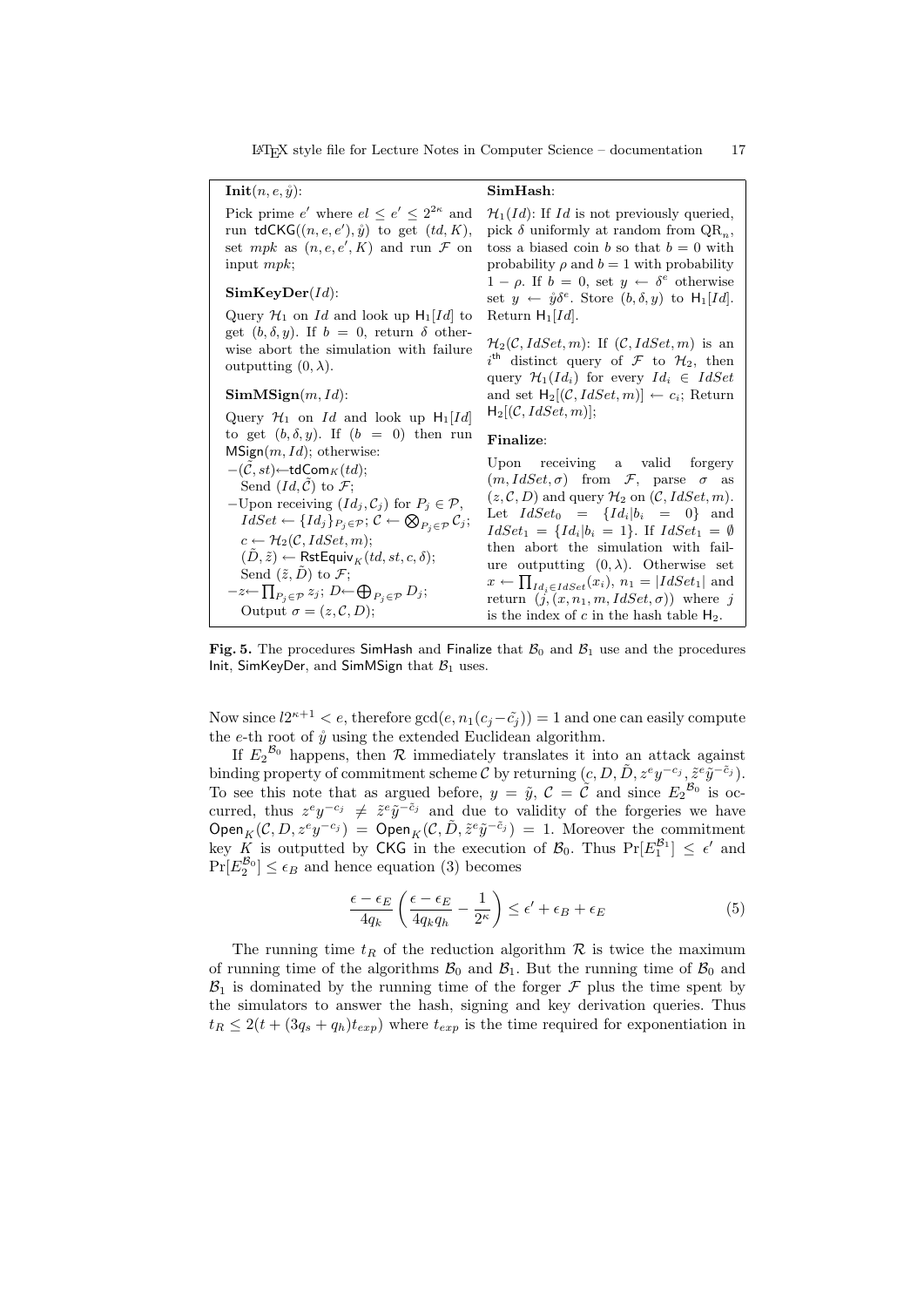**Init**$(n, e, \mathring{y})$:

Pick prime $e'$ where $el \leq e' \leq 2^{2\kappa}$ and run $\mathsf{tdCKG}((n, e, e'), \mathring{y})$ to get $(td, K)$, set $mpk$ as $(n, e, e', K)$ and run $\mathcal{F}$ on input $mpk$;

**SimKeyDer**$(Id)$:

Query $\mathcal{H}_1$ on $Id$ and look up $\mathsf{H}_1[Id]$ to get $(b, \delta, y)$. If $b = 0$, return $\delta$ otherwise abort the simulation with failure outputting $(0, \lambda)$.

**SimMSign**$(m, Id)$:

Query $\mathcal{H}_1$ on $Id$ and look up $\mathsf{H}_1[Id]$ to get $(b, \delta, y)$. If $(b = 0)$ then run $\mathsf{MSign}(m, Id)$; otherwise:

- $(\tilde{\mathcal{C}}, st) \leftarrow \mathsf{tdCom}_K(td)$;
  Send $(Id, \tilde{\mathcal{C}})$ to $\mathcal{F}$;
- Upon receiving $(Id_j, \mathcal{C}_j)$ for $P_j \in \mathcal{P}$,
  $IdSet \leftarrow \{Id_j\}_{P_j \in \mathcal{P}}$; $\mathcal{C} \leftarrow \bigotimes_{P_j \in \mathcal{P}} \mathcal{C}_j$;
  $c \leftarrow \mathcal{H}_2(\mathcal{C}, IdSet, m)$;
  $(\tilde{D}, \tilde{z}) \leftarrow \mathsf{RstEquiv}_K(td, st, c, \delta)$;
  Send $(\tilde{z}, \tilde{D})$ to $\mathcal{F}$;
- $z \leftarrow \prod_{P_j \in \mathcal{P}} z_j$; $D \leftarrow \bigoplus_{P_j \in \mathcal{P}} D_j$;
  Output $\sigma = (z, \mathcal{C}, D)$;

**SimHash**:

$\mathcal{H}_1(Id)$: If $Id$ is not previously queried, pick $\delta$ uniformly at random from $\mathrm{QR}_n$, toss a biased coin $b$ so that $b = 0$ with probability $\rho$ and $b = 1$ with probability $1 - \rho$. If $b = 0$, set $y \leftarrow \delta^e$ otherwise set $y \leftarrow \mathring{y}\delta^e$. Store $(b, \delta, y)$ to $\mathsf{H}_1[Id]$. Return $\mathsf{H}_1[Id]$.

$\mathcal{H}_2(\mathcal{C}, IdSet, m)$: If $(\mathcal{C}, IdSet, m)$ is an $i^{\text{th}}$ distinct query of $\mathcal{F}$ to $\mathcal{H}_2$, then query $\mathcal{H}_1(Id_i)$ for every $Id_i \in IdSet$ and set $\mathsf{H}_2[(\mathcal{C}, IdSet, m)] \leftarrow c_i$; Return $\mathsf{H}_2[(\mathcal{C}, IdSet, m)]$;

**Finalize**:

Upon receiving a valid forgery $(m, IdSet, \sigma)$ from $\mathcal{F}$, parse $\sigma$ as $(z, \mathcal{C}, D)$ and query $\mathcal{H}_2$ on $(\mathcal{C}, IdSet, m)$. Let $IdSet_0 = \{Id_i | b_i = 0\}$ and $IdSet_1 = \{Id_i | b_i = 1\}$. If $IdSet_1 = \emptyset$ then abort the simulation with failure outputting $(0, \lambda)$. Otherwise set $x \leftarrow \prod_{Id_i \in IdSet}(x_i)$, $n_1 = |IdSet_1|$ and return $(j, (x, n_1, m, IdSet, \sigma))$ where $j$ is the index of $c$ in the hash table $\mathsf{H}_2$.

**Fig. 5.** The procedures SimHash and Finalize that $\mathcal{B}_0$ and $\mathcal{B}_1$ use and the procedures Init, SimKeyDer, and SimMSign that $\mathcal{B}_1$ uses.

Now since $l2^{\kappa+1} < e$, therefore $\gcd(e, n_1(c_j - \tilde{c}_j)) = 1$ and one can easily compute the $e$-th root of $\mathring{y}$ using the extended Euclidean algorithm.

If $E_2^{\mathcal{B}_0}$ happens, then $\mathcal{R}$ immediately translates it into an attack against binding property of commitment scheme $\mathcal{C}$ by returning $(c, D, \tilde{D}, z^e y^{-c_j}, \tilde{z}^e \tilde{y}^{-\tilde{c}_j})$. To see this note that as argued before, $y = \tilde{y}$, $\mathcal{C} = \tilde{\mathcal{C}}$ and since $E_2^{\mathcal{B}_0}$ is occurred, thus $z^e y^{-c_j} \neq \tilde{z}^e \tilde{y}^{-\tilde{c}_j}$ and due to validity of the forgeries we have $\mathsf{Open}_K(\mathcal{C}, D, z^e y^{-c_j}) = \mathsf{Open}_K(\mathcal{C}, \tilde{D}, \tilde{z}^e \tilde{y}^{-\tilde{c}_j}) = 1$. Moreover the commitment key $K$ is outputted by CKG in the execution of $\mathcal{B}_0$. Thus $\Pr[E_1^{\mathcal{B}_1}] \leq \epsilon'$ and $\Pr[E_2^{\mathcal{B}_0}] \leq \epsilon_B$ and hence equation (3) becomes

$$\frac{\epsilon - \epsilon_E}{4q_k}\left(\frac{\epsilon - \epsilon_E}{4q_k q_h} - \frac{1}{2^\kappa}\right) \leq \epsilon' + \epsilon_B + \epsilon_E \tag{5}$$

The running time $t_R$ of the reduction algorithm $\mathcal{R}$ is twice the maximum of running time of the algorithms $\mathcal{B}_0$ and $\mathcal{B}_1$. But the running time of $\mathcal{B}_0$ and $\mathcal{B}_1$ is dominated by the running time of the forger $\mathcal{F}$ plus the time spent by the simulators to answer the hash, signing and key derivation queries. Thus $t_R \leq 2(t + (3q_s + q_h)t_{exp})$ where $t_{exp}$ is the time required for exponentiation in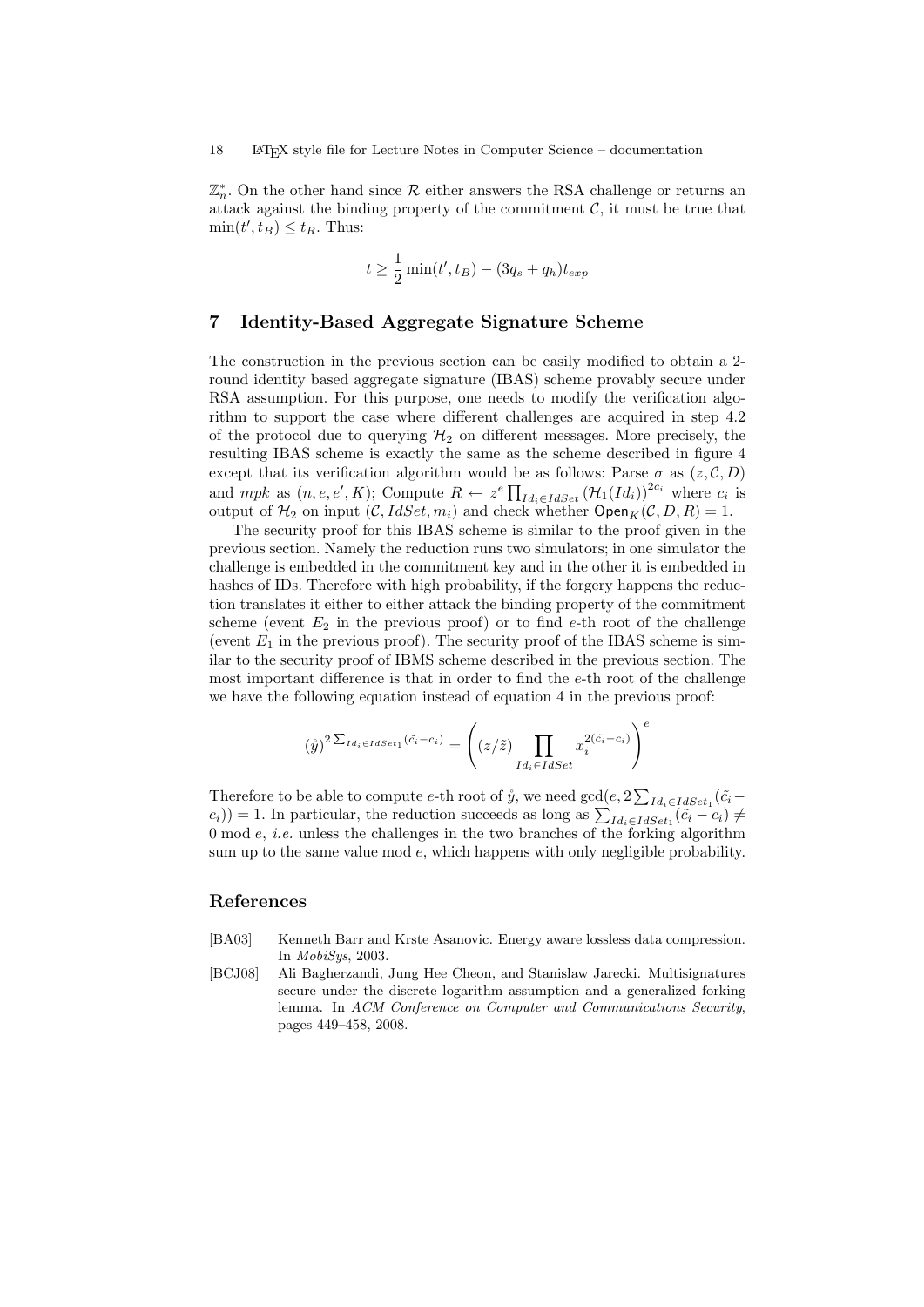$\mathbb{Z}_n^*$. On the other hand since $\mathcal{R}$ either answers the RSA challenge or returns an attack against the binding property of the commitment $\mathcal{C}$, it must be true that $\min(t', t_B) \le t_R$. Thus:

$$t \ge \frac{1}{2}\min(t', t_B) - (3q_s + q_h)t_{exp}$$

## 7 Identity-Based Aggregate Signature Scheme

The construction in the previous section can be easily modified to obtain a 2-round identity based aggregate signature (IBAS) scheme provably secure under RSA assumption. For this purpose, one needs to modify the verification algorithm to support the case where different challenges are acquired in step 4.2 of the protocol due to querying $\mathcal{H}_2$ on different messages. More precisely, the resulting IBAS scheme is exactly the same as the scheme described in figure 4 except that its verification algorithm would be as follows: Parse $\sigma$ as $(z, \mathcal{C}, D)$ and $mpk$ as $(n, e, e', K)$; Compute $R \leftarrow z^e \prod_{Id_i \in IdSet} (\mathcal{H}_1(Id_i))^{2c_i}$ where $c_i$ is output of $\mathcal{H}_2$ on input $(\mathcal{C}, IdSet, m_i)$ and check whether $\mathsf{Open}_K(\mathcal{C}, D, R) = 1$.

The security proof for this IBAS scheme is similar to the proof given in the previous section. Namely the reduction runs two simulators; in one simulator the challenge is embedded in the commitment key and in the other it is embedded in hashes of IDs. Therefore with high probability, if the forgery happens the reduction translates it either to either attack the binding property of the commitment scheme (event $E_2$ in the previous proof) or to find $e$-th root of the challenge (event $E_1$ in the previous proof). The security proof of the IBAS scheme is similar to the security proof of IBMS scheme described in the previous section. The most important difference is that in order to find the $e$-th root of the challenge we have the following equation instead of equation 4 in the previous proof:

$$(\mathring{y})^{2\sum_{Id_i \in IdSet_1}(\tilde{c_i} - c_i)} = \left((z/\tilde{z}) \prod_{Id_i \in IdSet} x_i^{2(\tilde{c_i} - c_i)}\right)^e$$

Therefore to be able to compute $e$-th root of $\mathring{y}$, we need $\gcd(e, 2\sum_{Id_i \in IdSet_1}(\tilde{c_i} - c_i)) = 1$. In particular, the reduction succeeds as long as $\sum_{Id_i \in IdSet_1}(\tilde{c_i} - c_i) \neq 0 \bmod e$, *i.e.* unless the challenges in the two branches of the forking algorithm sum up to the same value mod $e$, which happens with only negligible probability.

## References

[BA03] Kenneth Barr and Krste Asanovic. Energy aware lossless data compression. In *MobiSys*, 2003.

[BCJ08] Ali Bagherzandi, Jung Hee Cheon, and Stanislaw Jarecki. Multisignatures secure under the discrete logarithm assumption and a generalized forking lemma. In *ACM Conference on Computer and Communications Security*, pages 449–458, 2008.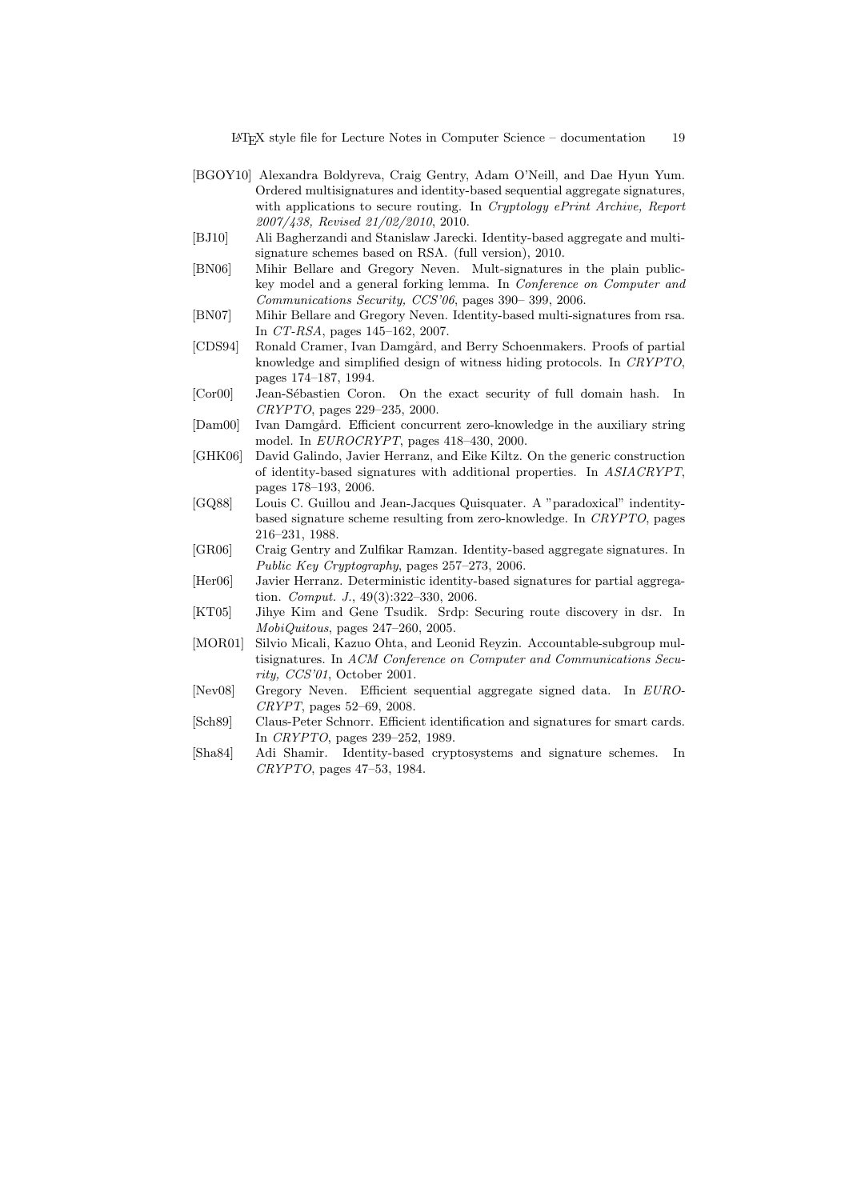- [BGOY10] Alexandra Boldyreva, Craig Gentry, Adam O'Neill, and Dae Hyun Yum. Ordered multisignatures and identity-based sequential aggregate signatures, with applications to secure routing. In *Cryptology ePrint Archive, Report 2007/438, Revised 21/02/2010*, 2010.
- [BJ10] Ali Bagherzandi and Stanislaw Jarecki. Identity-based aggregate and multi-signature schemes based on RSA. (full version), 2010.
- [BN06] Mihir Bellare and Gregory Neven. Mult-signatures in the plain public-key model and a general forking lemma. In *Conference on Computer and Communications Security, CCS'06*, pages 390– 399, 2006.
- [BN07] Mihir Bellare and Gregory Neven. Identity-based multi-signatures from rsa. In *CT-RSA*, pages 145–162, 2007.
- [CDS94] Ronald Cramer, Ivan Damgård, and Berry Schoenmakers. Proofs of partial knowledge and simplified design of witness hiding protocols. In *CRYPTO*, pages 174–187, 1994.
- [Cor00] Jean-Sébastien Coron. On the exact security of full domain hash. In *CRYPTO*, pages 229–235, 2000.
- [Dam00] Ivan Damgård. Efficient concurrent zero-knowledge in the auxiliary string model. In *EUROCRYPT*, pages 418–430, 2000.
- [GHK06] David Galindo, Javier Herranz, and Eike Kiltz. On the generic construction of identity-based signatures with additional properties. In *ASIACRYPT*, pages 178–193, 2006.
- [GQ88] Louis C. Guillou and Jean-Jacques Quisquater. A "paradoxical" indentity-based signature scheme resulting from zero-knowledge. In *CRYPTO*, pages 216–231, 1988.
- [GR06] Craig Gentry and Zulfikar Ramzan. Identity-based aggregate signatures. In *Public Key Cryptography*, pages 257–273, 2006.
- [Her06] Javier Herranz. Deterministic identity-based signatures for partial aggregation. *Comput. J.*, 49(3):322–330, 2006.
- [KT05] Jihye Kim and Gene Tsudik. Srdp: Securing route discovery in dsr. In *MobiQuitous*, pages 247–260, 2005.
- [MOR01] Silvio Micali, Kazuo Ohta, and Leonid Reyzin. Accountable-subgroup multisignatures. In *ACM Conference on Computer and Communications Security, CCS'01*, October 2001.
- [Nev08] Gregory Neven. Efficient sequential aggregate signed data. In *EUROCRYPT*, pages 52–69, 2008.
- [Sch89] Claus-Peter Schnorr. Efficient identification and signatures for smart cards. In *CRYPTO*, pages 239–252, 1989.
- [Sha84] Adi Shamir. Identity-based cryptosystems and signature schemes. In *CRYPTO*, pages 47–53, 1984.